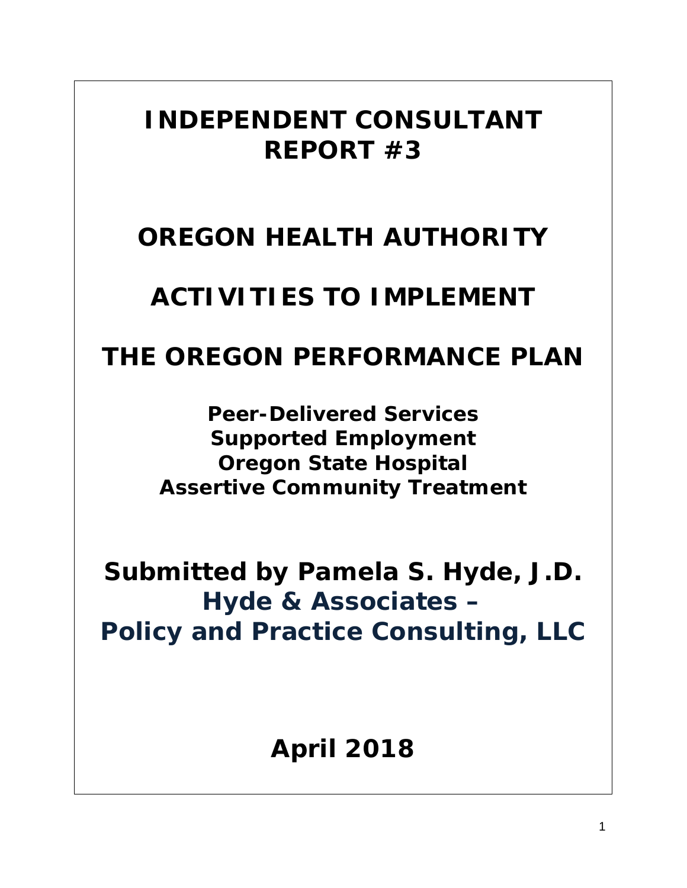# INDEPENDENT CONSULTANT REPORT #3

# OREGON HEALTH AUTHORITY

# ACTIVITIES TO IMPLEMENT

# THE OREGON PERFORMANCE PLAN

**Peer-Delivered Services**
**Supported Employment**
**Oregon State Hospital**
**Assertive Community Treatment**

**Submitted by Pamela S. Hyde, J.D.**
**Hyde & Associates –**
**Policy and Practice Consulting, LLC**

**April 2018**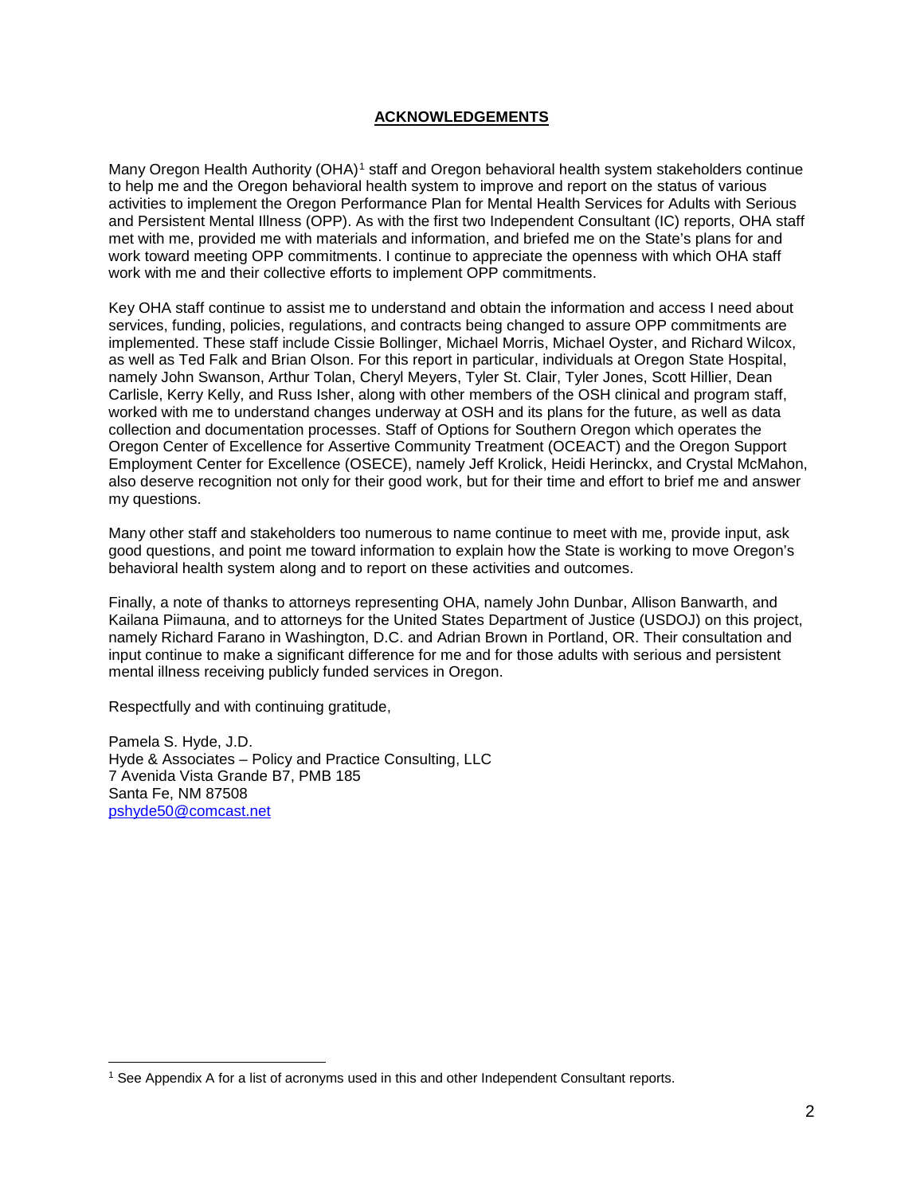## ACKNOWLEDGEMENTS

Many Oregon Health Authority (OHA)[1] staff and Oregon behavioral health system stakeholders continue to help me and the Oregon behavioral health system to improve and report on the status of various activities to implement the Oregon Performance Plan for Mental Health Services for Adults with Serious and Persistent Mental Illness (OPP). As with the first two Independent Consultant (IC) reports, OHA staff met with me, provided me with materials and information, and briefed me on the State's plans for and work toward meeting OPP commitments. I continue to appreciate the openness with which OHA staff work with me and their collective efforts to implement OPP commitments.

Key OHA staff continue to assist me to understand and obtain the information and access I need about services, funding, policies, regulations, and contracts being changed to assure OPP commitments are implemented. These staff include Cissie Bollinger, Michael Morris, Michael Oyster, and Richard Wilcox, as well as Ted Falk and Brian Olson. For this report in particular, individuals at Oregon State Hospital, namely John Swanson, Arthur Tolan, Cheryl Meyers, Tyler St. Clair, Tyler Jones, Scott Hillier, Dean Carlisle, Kerry Kelly, and Russ Isher, along with other members of the OSH clinical and program staff, worked with me to understand changes underway at OSH and its plans for the future, as well as data collection and documentation processes. Staff of Options for Southern Oregon which operates the Oregon Center of Excellence for Assertive Community Treatment (OCEACT) and the Oregon Support Employment Center for Excellence (OSECE), namely Jeff Krolick, Heidi Herinckx, and Crystal McMahon, also deserve recognition not only for their good work, but for their time and effort to brief me and answer my questions.

Many other staff and stakeholders too numerous to name continue to meet with me, provide input, ask good questions, and point me toward information to explain how the State is working to move Oregon's behavioral health system along and to report on these activities and outcomes.

Finally, a note of thanks to attorneys representing OHA, namely John Dunbar, Allison Banwarth, and Kailana Piimauna, and to attorneys for the United States Department of Justice (USDOJ) on this project, namely Richard Farano in Washington, D.C. and Adrian Brown in Portland, OR. Their consultation and input continue to make a significant difference for me and for those adults with serious and persistent mental illness receiving publicly funded services in Oregon.

Respectfully and with continuing gratitude,

Pamela S. Hyde, J.D.
Hyde & Associates – Policy and Practice Consulting, LLC
7 Avenida Vista Grande B7, PMB 185
Santa Fe, NM 87508
pshyde50@comcast.net

---

[1] See Appendix A for a list of acronyms used in this and other Independent Consultant reports.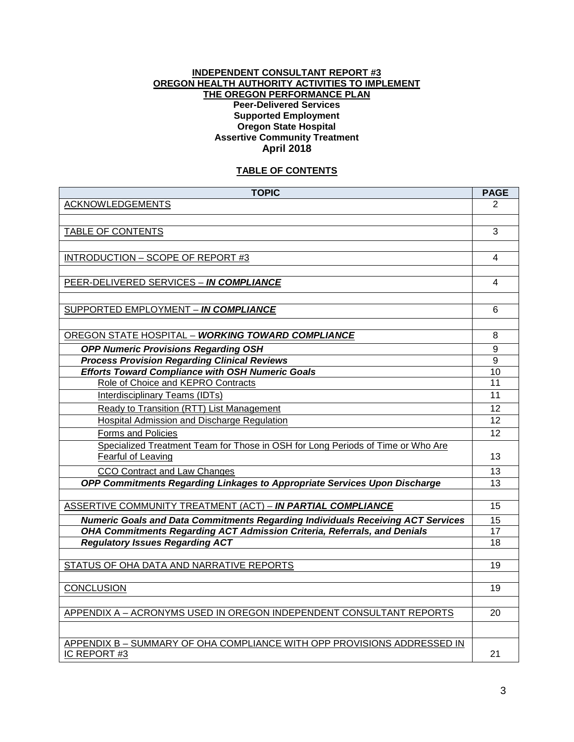**INDEPENDENT CONSULTANT REPORT #3**
**OREGON HEALTH AUTHORITY ACTIVITIES TO IMPLEMENT**
**THE OREGON PERFORMANCE PLAN**
**Peer-Delivered Services**
**Supported Employment**
**Oregon State Hospital**
**Assertive Community Treatment**
**April 2018**

**TABLE OF CONTENTS**

| TOPIC | PAGE |
|---|---|
| ACKNOWLEDGEMENTS | 2 |
| | |
| TABLE OF CONTENTS | 3 |
| | |
| INTRODUCTION – SCOPE OF REPORT #3 | 4 |
| | |
| PEER-DELIVERED SERVICES – ***IN COMPLIANCE*** | 4 |
| | |
| SUPPORTED EMPLOYMENT – ***IN COMPLIANCE*** | 6 |
| | |
| OREGON STATE HOSPITAL – ***WORKING TOWARD COMPLIANCE*** | 8 |
| ***OPP Numeric Provisions Regarding OSH*** | 9 |
| ***Process Provision Regarding Clinical Reviews*** | 9 |
| ***Efforts Toward Compliance with OSH Numeric Goals*** | 10 |
| Role of Choice and KEPRO Contracts | 11 |
| Interdisciplinary Teams (IDTs) | 11 |
| Ready to Transition (RTT) List Management | 12 |
| Hospital Admission and Discharge Regulation | 12 |
| Forms and Policies | 12 |
| Specialized Treatment Team for Those in OSH for Long Periods of Time or Who Are Fearful of Leaving | 13 |
| CCO Contract and Law Changes | 13 |
| ***OPP Commitments Regarding Linkages to Appropriate Services Upon Discharge*** | 13 |
| | |
| ASSERTIVE COMMUNITY TREATMENT (ACT) – ***IN PARTIAL COMPLIANCE*** | 15 |
| ***Numeric Goals and Data Commitments Regarding Individuals Receiving ACT Services*** | 15 |
| ***OHA Commitments Regarding ACT Admission Criteria, Referrals, and Denials*** | 17 |
| ***Regulatory Issues Regarding ACT*** | 18 |
| | |
| STATUS OF OHA DATA AND NARRATIVE REPORTS | 19 |
| | |
| CONCLUSION | 19 |
| | |
| APPENDIX A – ACRONYMS USED IN OREGON INDEPENDENT CONSULTANT REPORTS | 20 |
| | |
| APPENDIX B – SUMMARY OF OHA COMPLIANCE WITH OPP PROVISIONS ADDRESSED IN IC REPORT #3 | 21 |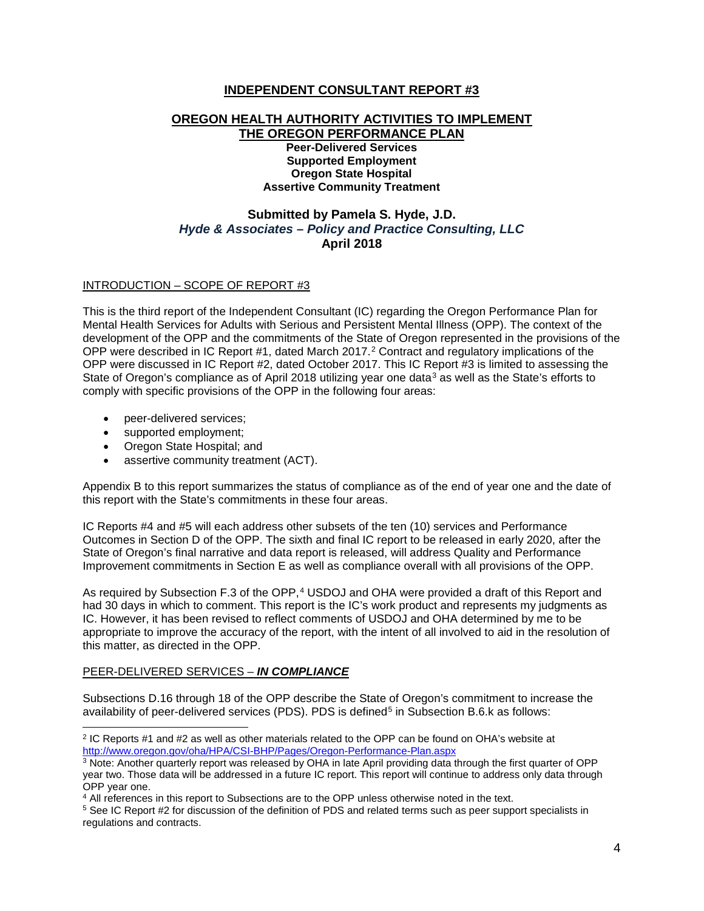## INDEPENDENT CONSULTANT REPORT #3

## OREGON HEALTH AUTHORITY ACTIVITIES TO IMPLEMENT THE OREGON PERFORMANCE PLAN

**Peer-Delivered Services**
**Supported Employment**
**Oregon State Hospital**
**Assertive Community Treatment**

**Submitted by Pamela S. Hyde, J.D.**
***Hyde & Associates – Policy and Practice Consulting, LLC***
**April 2018**

### INTRODUCTION – SCOPE OF REPORT #3

This is the third report of the Independent Consultant (IC) regarding the Oregon Performance Plan for Mental Health Services for Adults with Serious and Persistent Mental Illness (OPP). The context of the development of the OPP and the commitments of the State of Oregon represented in the provisions of the OPP were described in IC Report #1, dated March 2017.[2] Contract and regulatory implications of the OPP were discussed in IC Report #2, dated October 2017. This IC Report #3 is limited to assessing the State of Oregon's compliance as of April 2018 utilizing year one data[3] as well as the State's efforts to comply with specific provisions of the OPP in the following four areas:

- peer-delivered services;
- supported employment;
- Oregon State Hospital; and
- assertive community treatment (ACT).

Appendix B to this report summarizes the status of compliance as of the end of year one and the date of this report with the State's commitments in these four areas.

IC Reports #4 and #5 will each address other subsets of the ten (10) services and Performance Outcomes in Section D of the OPP. The sixth and final IC report to be released in early 2020, after the State of Oregon's final narrative and data report is released, will address Quality and Performance Improvement commitments in Section E as well as compliance overall with all provisions of the OPP.

As required by Subsection F.3 of the OPP,[4] USDOJ and OHA were provided a draft of this Report and had 30 days in which to comment. This report is the IC's work product and represents my judgments as IC. However, it has been revised to reflect comments of USDOJ and OHA determined by me to be appropriate to improve the accuracy of the report, with the intent of all involved to aid in the resolution of this matter, as directed in the OPP.

### PEER-DELIVERED SERVICES – ***IN COMPLIANCE***

Subsections D.16 through 18 of the OPP describe the State of Oregon's commitment to increase the availability of peer-delivered services (PDS). PDS is defined[5] in Subsection B.6.k as follows:

---

[2] IC Reports #1 and #2 as well as other materials related to the OPP can be found on OHA's website at http://www.oregon.gov/oha/HPA/CSI-BHP/Pages/Oregon-Performance-Plan.aspx

[3] Note: Another quarterly report was released by OHA in late April providing data through the first quarter of OPP year two. Those data will be addressed in a future IC report. This report will continue to address only data through OPP year one.

[4] All references in this report to Subsections are to the OPP unless otherwise noted in the text.

[5] See IC Report #2 for discussion of the definition of PDS and related terms such as peer support specialists in regulations and contracts.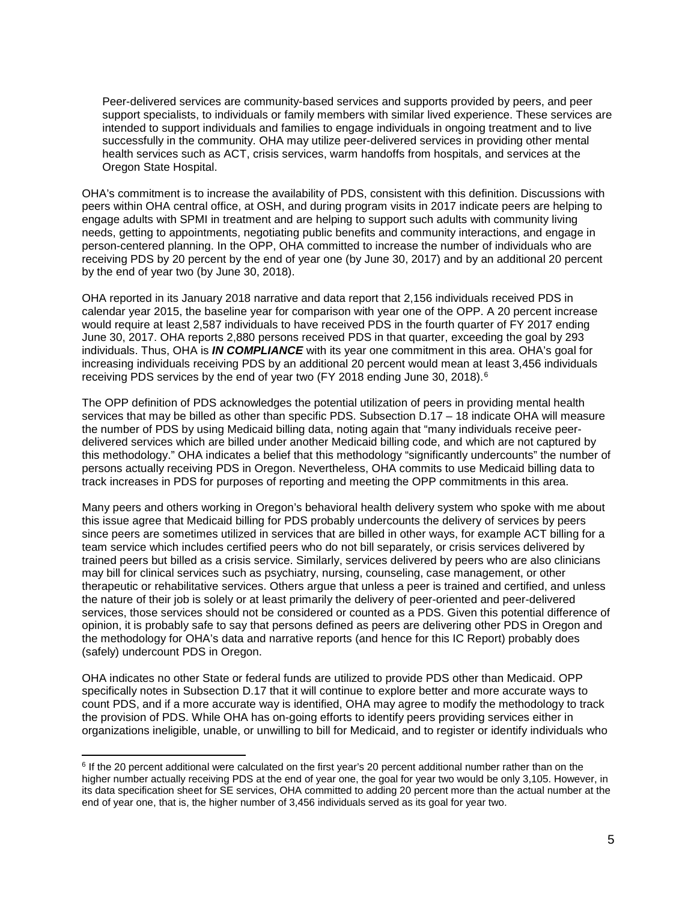> Peer-delivered services are community-based services and supports provided by peers, and peer support specialists, to individuals or family members with similar lived experience. These services are intended to support individuals and families to engage individuals in ongoing treatment and to live successfully in the community. OHA may utilize peer-delivered services in providing other mental health services such as ACT, crisis services, warm handoffs from hospitals, and services at the Oregon State Hospital.

OHA's commitment is to increase the availability of PDS, consistent with this definition. Discussions with peers within OHA central office, at OSH, and during program visits in 2017 indicate peers are helping to engage adults with SPMI in treatment and are helping to support such adults with community living needs, getting to appointments, negotiating public benefits and community interactions, and engage in person-centered planning. In the OPP, OHA committed to increase the number of individuals who are receiving PDS by 20 percent by the end of year one (by June 30, 2017) and by an additional 20 percent by the end of year two (by June 30, 2018).

OHA reported in its January 2018 narrative and data report that 2,156 individuals received PDS in calendar year 2015, the baseline year for comparison with year one of the OPP. A 20 percent increase would require at least 2,587 individuals to have received PDS in the fourth quarter of FY 2017 ending June 30, 2017. OHA reports 2,880 persons received PDS in that quarter, exceeding the goal by 293 individuals. Thus, OHA is ***IN COMPLIANCE*** with its year one commitment in this area. OHA's goal for increasing individuals receiving PDS by an additional 20 percent would mean at least 3,456 individuals receiving PDS services by the end of year two (FY 2018 ending June 30, 2018).[6]

The OPP definition of PDS acknowledges the potential utilization of peers in providing mental health services that may be billed as other than specific PDS. Subsection D.17 – 18 indicate OHA will measure the number of PDS by using Medicaid billing data, noting again that "many individuals receive peer-delivered services which are billed under another Medicaid billing code, and which are not captured by this methodology." OHA indicates a belief that this methodology "significantly undercounts" the number of persons actually receiving PDS in Oregon. Nevertheless, OHA commits to use Medicaid billing data to track increases in PDS for purposes of reporting and meeting the OPP commitments in this area.

Many peers and others working in Oregon's behavioral health delivery system who spoke with me about this issue agree that Medicaid billing for PDS probably undercounts the delivery of services by peers since peers are sometimes utilized in services that are billed in other ways, for example ACT billing for a team service which includes certified peers who do not bill separately, or crisis services delivered by trained peers but billed as a crisis service. Similarly, services delivered by peers who are also clinicians may bill for clinical services such as psychiatry, nursing, counseling, case management, or other therapeutic or rehabilitative services. Others argue that unless a peer is trained and certified, and unless the nature of their job is solely or at least primarily the delivery of peer-oriented and peer-delivered services, those services should not be considered or counted as a PDS. Given this potential difference of opinion, it is probably safe to say that persons defined as peers are delivering other PDS in Oregon and the methodology for OHA's data and narrative reports (and hence for this IC Report) probably does (safely) undercount PDS in Oregon.

OHA indicates no other State or federal funds are utilized to provide PDS other than Medicaid. OPP specifically notes in Subsection D.17 that it will continue to explore better and more accurate ways to count PDS, and if a more accurate way is identified, OHA may agree to modify the methodology to track the provision of PDS. While OHA has on-going efforts to identify peers providing services either in organizations ineligible, unable, or unwilling to bill for Medicaid, and to register or identify individuals who

---

[6] If the 20 percent additional were calculated on the first year's 20 percent additional number rather than on the higher number actually receiving PDS at the end of year one, the goal for year two would be only 3,105. However, in its data specification sheet for SE services, OHA committed to adding 20 percent more than the actual number at the end of year one, that is, the higher number of 3,456 individuals served as its goal for year two.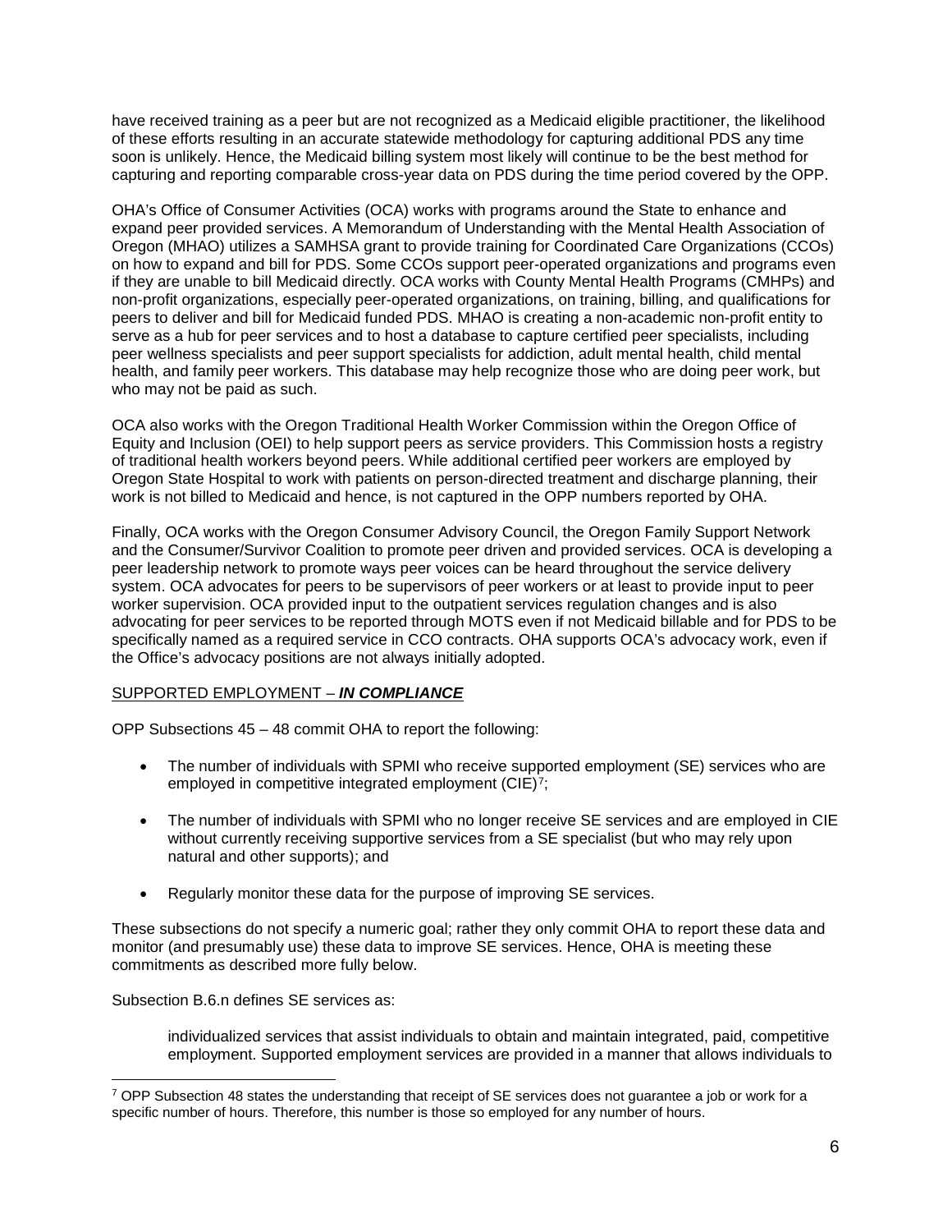have received training as a peer but are not recognized as a Medicaid eligible practitioner, the likelihood of these efforts resulting in an accurate statewide methodology for capturing additional PDS any time soon is unlikely. Hence, the Medicaid billing system most likely will continue to be the best method for capturing and reporting comparable cross-year data on PDS during the time period covered by the OPP.

OHA's Office of Consumer Activities (OCA) works with programs around the State to enhance and expand peer provided services. A Memorandum of Understanding with the Mental Health Association of Oregon (MHAO) utilizes a SAMHSA grant to provide training for Coordinated Care Organizations (CCOs) on how to expand and bill for PDS. Some CCOs support peer-operated organizations and programs even if they are unable to bill Medicaid directly. OCA works with County Mental Health Programs (CMHPs) and non-profit organizations, especially peer-operated organizations, on training, billing, and qualifications for peers to deliver and bill for Medicaid funded PDS. MHAO is creating a non-academic non-profit entity to serve as a hub for peer services and to host a database to capture certified peer specialists, including peer wellness specialists and peer support specialists for addiction, adult mental health, child mental health, and family peer workers. This database may help recognize those who are doing peer work, but who may not be paid as such.

OCA also works with the Oregon Traditional Health Worker Commission within the Oregon Office of Equity and Inclusion (OEI) to help support peers as service providers. This Commission hosts a registry of traditional health workers beyond peers. While additional certified peer workers are employed by Oregon State Hospital to work with patients on person-directed treatment and discharge planning, their work is not billed to Medicaid and hence, is not captured in the OPP numbers reported by OHA.

Finally, OCA works with the Oregon Consumer Advisory Council, the Oregon Family Support Network and the Consumer/Survivor Coalition to promote peer driven and provided services. OCA is developing a peer leadership network to promote ways peer voices can be heard throughout the service delivery system. OCA advocates for peers to be supervisors of peer workers or at least to provide input to peer worker supervision. OCA provided input to the outpatient services regulation changes and is also advocating for peer services to be reported through MOTS even if not Medicaid billable and for PDS to be specifically named as a required service in CCO contracts. OHA supports OCA's advocacy work, even if the Office's advocacy positions are not always initially adopted.

## SUPPORTED EMPLOYMENT – ***IN COMPLIANCE***

OPP Subsections 45 – 48 commit OHA to report the following:

- The number of individuals with SPMI who receive supported employment (SE) services who are employed in competitive integrated employment (CIE)[7];
- The number of individuals with SPMI who no longer receive SE services and are employed in CIE without currently receiving supportive services from a SE specialist (but who may rely upon natural and other supports); and
- Regularly monitor these data for the purpose of improving SE services.

These subsections do not specify a numeric goal; rather they only commit OHA to report these data and monitor (and presumably use) these data to improve SE services. Hence, OHA is meeting these commitments as described more fully below.

Subsection B.6.n defines SE services as:

> individualized services that assist individuals to obtain and maintain integrated, paid, competitive employment. Supported employment services are provided in a manner that allows individuals to

[7] OPP Subsection 48 states the understanding that receipt of SE services does not guarantee a job or work for a specific number of hours. Therefore, this number is those so employed for any number of hours.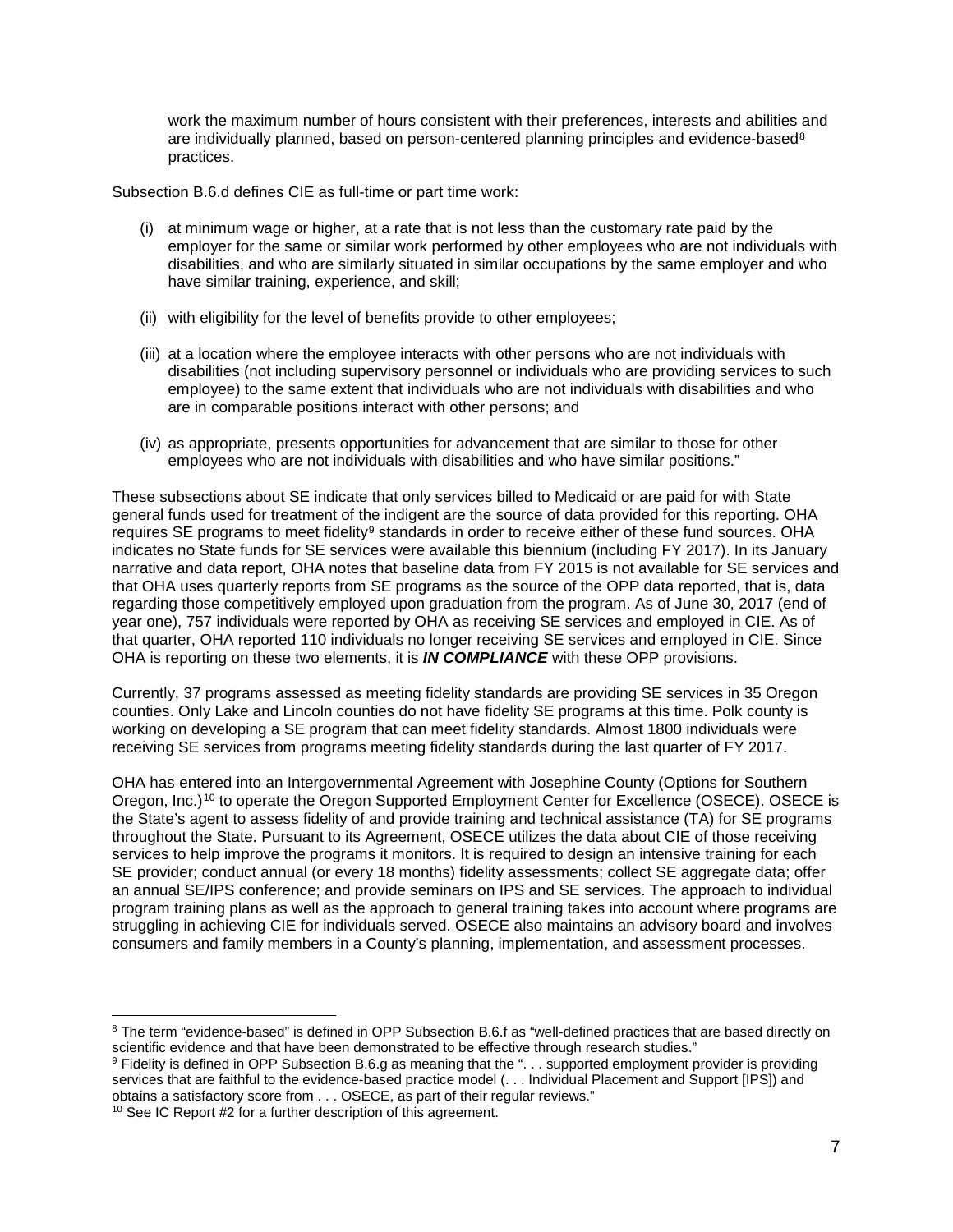work the maximum number of hours consistent with their preferences, interests and abilities and are individually planned, based on person-centered planning principles and evidence-based[8] practices.

Subsection B.6.d defines CIE as full-time or part time work:

(i) at minimum wage or higher, at a rate that is not less than the customary rate paid by the employer for the same or similar work performed by other employees who are not individuals with disabilities, and who are similarly situated in similar occupations by the same employer and who have similar training, experience, and skill;

(ii) with eligibility for the level of benefits provide to other employees;

(iii) at a location where the employee interacts with other persons who are not individuals with disabilities (not including supervisory personnel or individuals who are providing services to such employee) to the same extent that individuals who are not individuals with disabilities and who are in comparable positions interact with other persons; and

(iv) as appropriate, presents opportunities for advancement that are similar to those for other employees who are not individuals with disabilities and who have similar positions."

These subsections about SE indicate that only services billed to Medicaid or are paid for with State general funds used for treatment of the indigent are the source of data provided for this reporting. OHA requires SE programs to meet fidelity[9] standards in order to receive either of these fund sources. OHA indicates no State funds for SE services were available this biennium (including FY 2017). In its January narrative and data report, OHA notes that baseline data from FY 2015 is not available for SE services and that OHA uses quarterly reports from SE programs as the source of the OPP data reported, that is, data regarding those competitively employed upon graduation from the program. As of June 30, 2017 (end of year one), 757 individuals were reported by OHA as receiving SE services and employed in CIE. As of that quarter, OHA reported 110 individuals no longer receiving SE services and employed in CIE. Since OHA is reporting on these two elements, it is ***IN COMPLIANCE*** with these OPP provisions.

Currently, 37 programs assessed as meeting fidelity standards are providing SE services in 35 Oregon counties. Only Lake and Lincoln counties do not have fidelity SE programs at this time. Polk county is working on developing a SE program that can meet fidelity standards. Almost 1800 individuals were receiving SE services from programs meeting fidelity standards during the last quarter of FY 2017.

OHA has entered into an Intergovernmental Agreement with Josephine County (Options for Southern Oregon, Inc.)[10] to operate the Oregon Supported Employment Center for Excellence (OSECE). OSECE is the State's agent to assess fidelity of and provide training and technical assistance (TA) for SE programs throughout the State. Pursuant to its Agreement, OSECE utilizes the data about CIE of those receiving services to help improve the programs it monitors. It is required to design an intensive training for each SE provider; conduct annual (or every 18 months) fidelity assessments; collect SE aggregate data; offer an annual SE/IPS conference; and provide seminars on IPS and SE services. The approach to individual program training plans as well as the approach to general training takes into account where programs are struggling in achieving CIE for individuals served. OSECE also maintains an advisory board and involves consumers and family members in a County's planning, implementation, and assessment processes.

---

[8] The term "evidence-based" is defined in OPP Subsection B.6.f as "well-defined practices that are based directly on scientific evidence and that have been demonstrated to be effective through research studies."

[9] Fidelity is defined in OPP Subsection B.6.g as meaning that the ". . . supported employment provider is providing services that are faithful to the evidence-based practice model (. . . Individual Placement and Support [IPS]) and obtains a satisfactory score from . . . OSECE, as part of their regular reviews."

[10] See IC Report #2 for a further description of this agreement.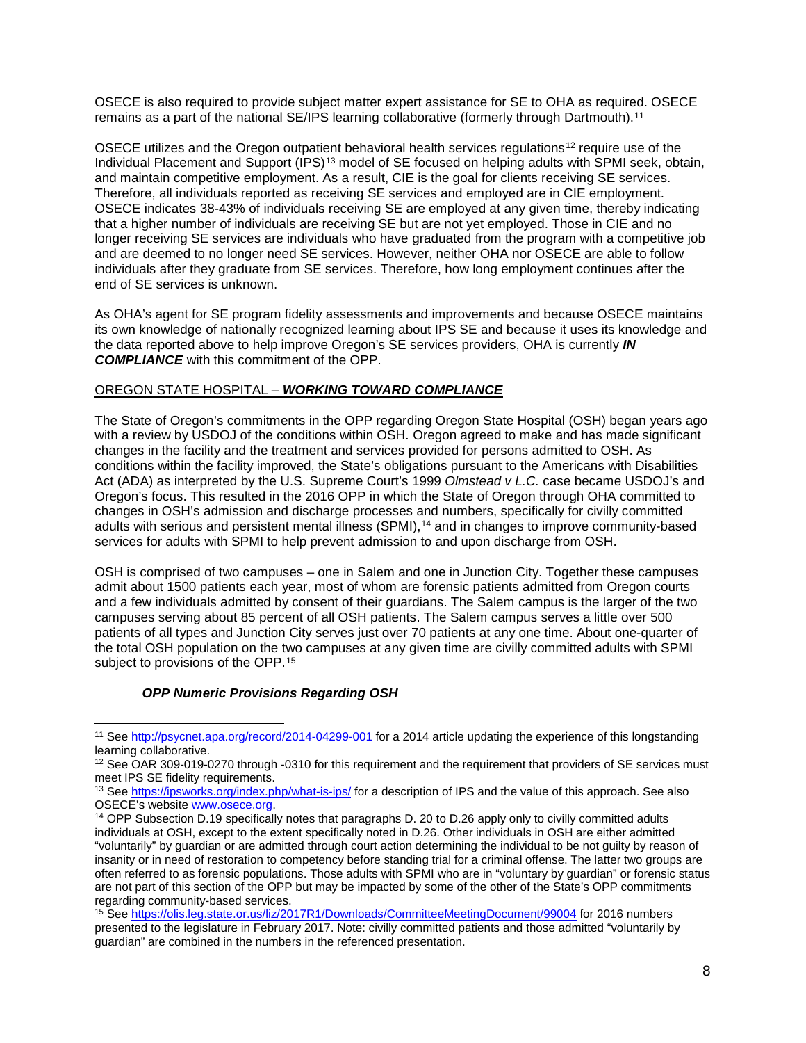OSECE is also required to provide subject matter expert assistance for SE to OHA as required. OSECE remains as a part of the national SE/IPS learning collaborative (formerly through Dartmouth).[11]

OSECE utilizes and the Oregon outpatient behavioral health services regulations[12] require use of the Individual Placement and Support (IPS)[13] model of SE focused on helping adults with SPMI seek, obtain, and maintain competitive employment. As a result, CIE is the goal for clients receiving SE services. Therefore, all individuals reported as receiving SE services and employed are in CIE employment. OSECE indicates 38-43% of individuals receiving SE are employed at any given time, thereby indicating that a higher number of individuals are receiving SE but are not yet employed. Those in CIE and no longer receiving SE services are individuals who have graduated from the program with a competitive job and are deemed to no longer need SE services. However, neither OHA nor OSECE are able to follow individuals after they graduate from SE services. Therefore, how long employment continues after the end of SE services is unknown.

As OHA's agent for SE program fidelity assessments and improvements and because OSECE maintains its own knowledge of nationally recognized learning about IPS SE and because it uses its knowledge and the data reported above to help improve Oregon's SE services providers, OHA is currently ***IN COMPLIANCE*** with this commitment of the OPP.

## OREGON STATE HOSPITAL – ***WORKING TOWARD COMPLIANCE***

The State of Oregon's commitments in the OPP regarding Oregon State Hospital (OSH) began years ago with a review by USDOJ of the conditions within OSH. Oregon agreed to make and has made significant changes in the facility and the treatment and services provided for persons admitted to OSH. As conditions within the facility improved, the State's obligations pursuant to the Americans with Disabilities Act (ADA) as interpreted by the U.S. Supreme Court's 1999 *Olmstead v L.C.* case became USDOJ's and Oregon's focus. This resulted in the 2016 OPP in which the State of Oregon through OHA committed to changes in OSH's admission and discharge processes and numbers, specifically for civilly committed adults with serious and persistent mental illness (SPMI),[14] and in changes to improve community-based services for adults with SPMI to help prevent admission to and upon discharge from OSH.

OSH is comprised of two campuses – one in Salem and one in Junction City. Together these campuses admit about 1500 patients each year, most of whom are forensic patients admitted from Oregon courts and a few individuals admitted by consent of their guardians. The Salem campus is the larger of the two campuses serving about 85 percent of all OSH patients. The Salem campus serves a little over 500 patients of all types and Junction City serves just over 70 patients at any one time. About one-quarter of the total OSH population on the two campuses at any given time are civilly committed adults with SPMI subject to provisions of the OPP.[15]

### *OPP Numeric Provisions Regarding OSH*

---

[11] See http://psycnet.apa.org/record/2014-04299-001 for a 2014 article updating the experience of this longstanding learning collaborative.

[12] See OAR 309-019-0270 through -0310 for this requirement and the requirement that providers of SE services must meet IPS SE fidelity requirements.

[13] See https://ipsworks.org/index.php/what-is-ips/ for a description of IPS and the value of this approach. See also OSECE's website www.osece.org.

[14] OPP Subsection D.19 specifically notes that paragraphs D. 20 to D.26 apply only to civilly committed adults individuals at OSH, except to the extent specifically noted in D.26. Other individuals in OSH are either admitted "voluntarily" by guardian or are admitted through court action determining the individual to be not guilty by reason of insanity or in need of restoration to competency before standing trial for a criminal offense. The latter two groups are often referred to as forensic populations. Those adults with SPMI who are in "voluntary by guardian" or forensic status are not part of this section of the OPP but may be impacted by some of the other of the State's OPP commitments regarding community-based services.

[15] See https://olis.leg.state.or.us/liz/2017R1/Downloads/CommitteeMeetingDocument/99004 for 2016 numbers presented to the legislature in February 2017. Note: civilly committed patients and those admitted "voluntarily by guardian" are combined in the numbers in the referenced presentation.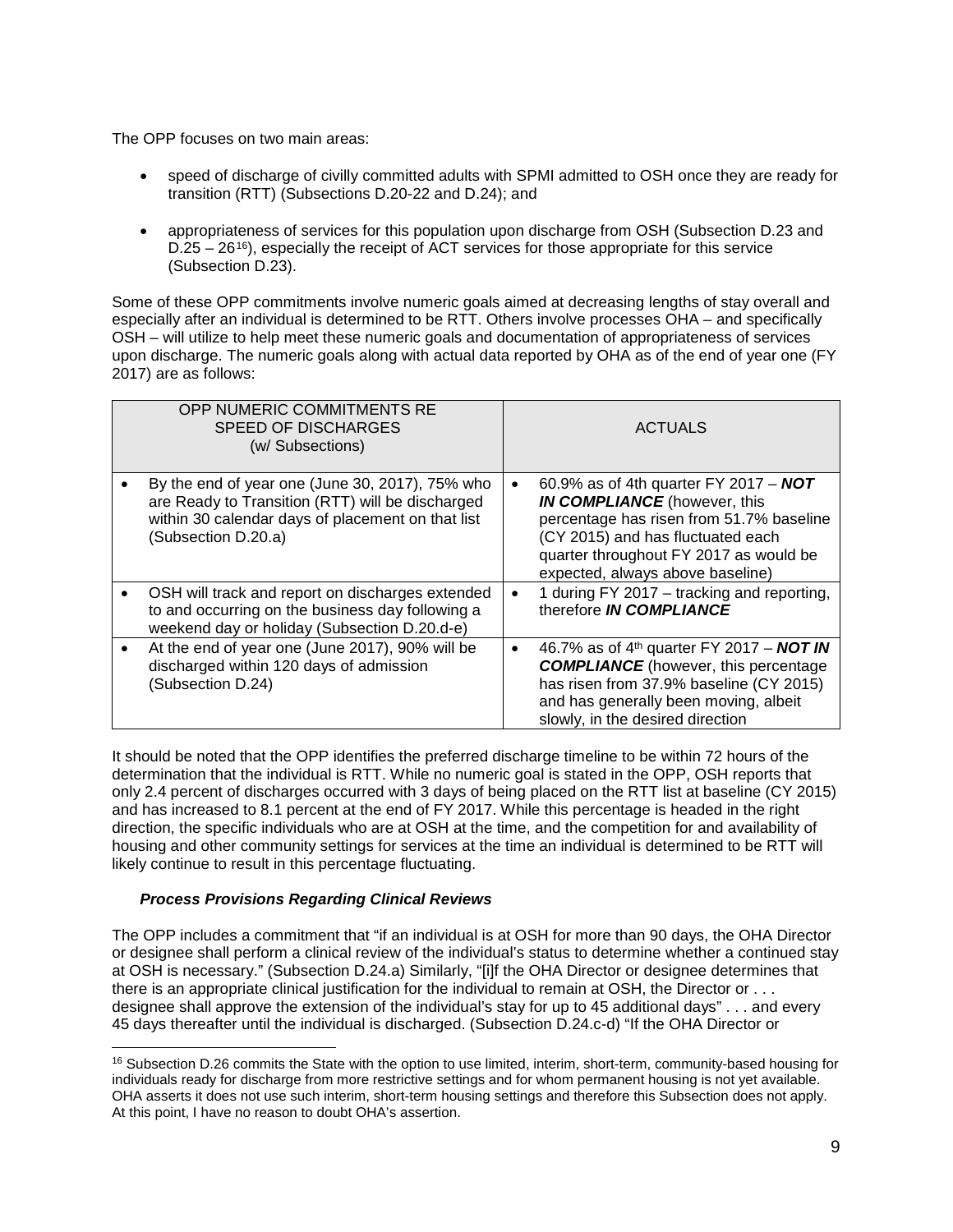The OPP focuses on two main areas:

- speed of discharge of civilly committed adults with SPMI admitted to OSH once they are ready for transition (RTT) (Subsections D.20-22 and D.24); and
- appropriateness of services for this population upon discharge from OSH (Subsection D.23 and D.25 – 26[16]), especially the receipt of ACT services for those appropriate for this service (Subsection D.23).

Some of these OPP commitments involve numeric goals aimed at decreasing lengths of stay overall and especially after an individual is determined to be RTT. Others involve processes OHA – and specifically OSH – will utilize to help meet these numeric goals and documentation of appropriateness of services upon discharge. The numeric goals along with actual data reported by OHA as of the end of year one (FY 2017) are as follows:

| OPP NUMERIC COMMITMENTS RE SPEED OF DISCHARGES (w/ Subsections) | ACTUALS |
|---|---|
| • By the end of year one (June 30, 2017), 75% who are Ready to Transition (RTT) will be discharged within 30 calendar days of placement on that list (Subsection D.20.a) | • 60.9% as of 4th quarter FY 2017 – ***NOT IN COMPLIANCE*** (however, this percentage has risen from 51.7% baseline (CY 2015) and has fluctuated each quarter throughout FY 2017 as would be expected, always above baseline) |
| • OSH will track and report on discharges extended to and occurring on the business day following a weekend day or holiday (Subsection D.20.d-e) | • 1 during FY 2017 – tracking and reporting, therefore ***IN COMPLIANCE*** |
| • At the end of year one (June 2017), 90% will be discharged within 120 days of admission (Subsection D.24) | • 46.7% as of 4th quarter FY 2017 – ***NOT IN COMPLIANCE*** (however, this percentage has risen from 37.9% baseline (CY 2015) and has generally been moving, albeit slowly, in the desired direction |

It should be noted that the OPP identifies the preferred discharge timeline to be within 72 hours of the determination that the individual is RTT. While no numeric goal is stated in the OPP, OSH reports that only 2.4 percent of discharges occurred with 3 days of being placed on the RTT list at baseline (CY 2015) and has increased to 8.1 percent at the end of FY 2017. While this percentage is headed in the right direction, the specific individuals who are at OSH at the time, and the competition for and availability of housing and other community settings for services at the time an individual is determined to be RTT will likely continue to result in this percentage fluctuating.

***Process Provisions Regarding Clinical Reviews***

The OPP includes a commitment that "if an individual is at OSH for more than 90 days, the OHA Director or designee shall perform a clinical review of the individual's status to determine whether a continued stay at OSH is necessary." (Subsection D.24.a) Similarly, "[i]f the OHA Director or designee determines that there is an appropriate clinical justification for the individual to remain at OSH, the Director or . . . designee shall approve the extension of the individual's stay for up to 45 additional days" . . . and every 45 days thereafter until the individual is discharged. (Subsection D.24.c-d) "If the OHA Director or

[16] Subsection D.26 commits the State with the option to use limited, interim, short-term, community-based housing for individuals ready for discharge from more restrictive settings and for whom permanent housing is not yet available. OHA asserts it does not use such interim, short-term housing settings and therefore this Subsection does not apply. At this point, I have no reason to doubt OHA's assertion.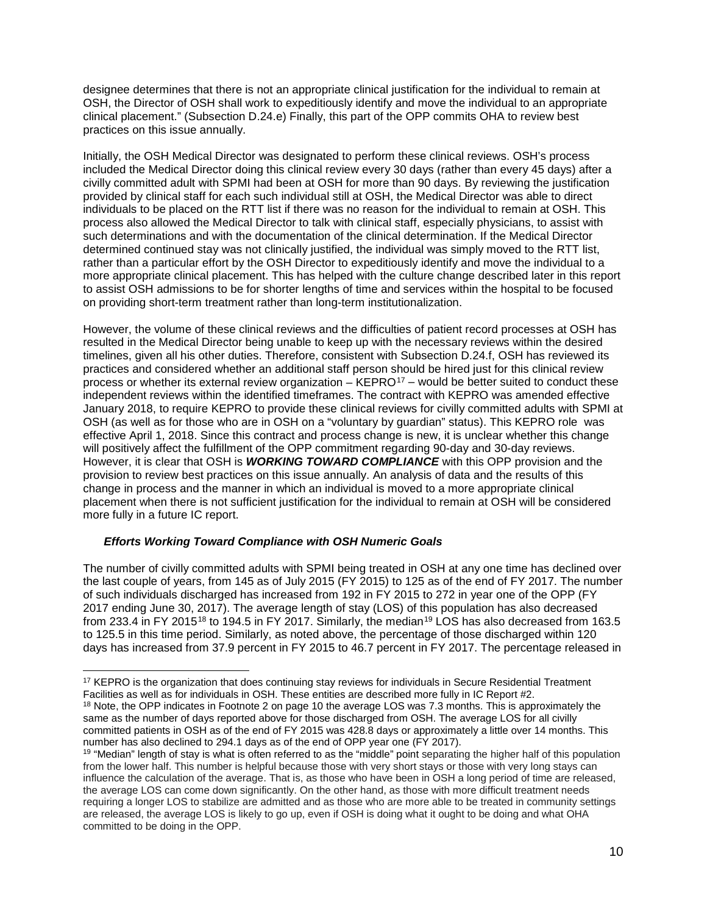designee determines that there is not an appropriate clinical justification for the individual to remain at OSH, the Director of OSH shall work to expeditiously identify and move the individual to an appropriate clinical placement." (Subsection D.24.e) Finally, this part of the OPP commits OHA to review best practices on this issue annually.

Initially, the OSH Medical Director was designated to perform these clinical reviews. OSH's process included the Medical Director doing this clinical review every 30 days (rather than every 45 days) after a civilly committed adult with SPMI had been at OSH for more than 90 days. By reviewing the justification provided by clinical staff for each such individual still at OSH, the Medical Director was able to direct individuals to be placed on the RTT list if there was no reason for the individual to remain at OSH. This process also allowed the Medical Director to talk with clinical staff, especially physicians, to assist with such determinations and with the documentation of the clinical determination. If the Medical Director determined continued stay was not clinically justified, the individual was simply moved to the RTT list, rather than a particular effort by the OSH Director to expeditiously identify and move the individual to a more appropriate clinical placement. This has helped with the culture change described later in this report to assist OSH admissions to be for shorter lengths of time and services within the hospital to be focused on providing short-term treatment rather than long-term institutionalization.

However, the volume of these clinical reviews and the difficulties of patient record processes at OSH has resulted in the Medical Director being unable to keep up with the necessary reviews within the desired timelines, given all his other duties. Therefore, consistent with Subsection D.24.f, OSH has reviewed its practices and considered whether an additional staff person should be hired just for this clinical review process or whether its external review organization – KEPRO[17] – would be better suited to conduct these independent reviews within the identified timeframes. The contract with KEPRO was amended effective January 2018, to require KEPRO to provide these clinical reviews for civilly committed adults with SPMI at OSH (as well as for those who are in OSH on a "voluntary by guardian" status). This KEPRO role was effective April 1, 2018. Since this contract and process change is new, it is unclear whether this change will positively affect the fulfillment of the OPP commitment regarding 90-day and 30-day reviews. However, it is clear that OSH is ***WORKING TOWARD COMPLIANCE*** with this OPP provision and the provision to review best practices on this issue annually. An analysis of data and the results of this change in process and the manner in which an individual is moved to a more appropriate clinical placement when there is not sufficient justification for the individual to remain at OSH will be considered more fully in a future IC report.

### *Efforts Working Toward Compliance with OSH Numeric Goals*

The number of civilly committed adults with SPMI being treated in OSH at any one time has declined over the last couple of years, from 145 as of July 2015 (FY 2015) to 125 as of the end of FY 2017. The number of such individuals discharged has increased from 192 in FY 2015 to 272 in year one of the OPP (FY 2017 ending June 30, 2017). The average length of stay (LOS) of this population has also decreased from 233.4 in FY 2015[18] to 194.5 in FY 2017. Similarly, the median[19] LOS has also decreased from 163.5 to 125.5 in this time period. Similarly, as noted above, the percentage of those discharged within 120 days has increased from 37.9 percent in FY 2015 to 46.7 percent in FY 2017. The percentage released in

---

[17] KEPRO is the organization that does continuing stay reviews for individuals in Secure Residential Treatment Facilities as well as for individuals in OSH. These entities are described more fully in IC Report #2.

[18] Note, the OPP indicates in Footnote 2 on page 10 the average LOS was 7.3 months. This is approximately the same as the number of days reported above for those discharged from OSH. The average LOS for all civilly committed patients in OSH as of the end of FY 2015 was 428.8 days or approximately a little over 14 months. This number has also declined to 294.1 days as of the end of OPP year one (FY 2017).

[19] "Median" length of stay is what is often referred to as the "middle" point separating the higher half of this population from the lower half. This number is helpful because those with very short stays or those with very long stays can influence the calculation of the average. That is, as those who have been in OSH a long period of time are released, the average LOS can come down significantly. On the other hand, as those with more difficult treatment needs requiring a longer LOS to stabilize are admitted and as those who are more able to be treated in community settings are released, the average LOS is likely to go up, even if OSH is doing what it ought to be doing and what OHA committed to be doing in the OPP.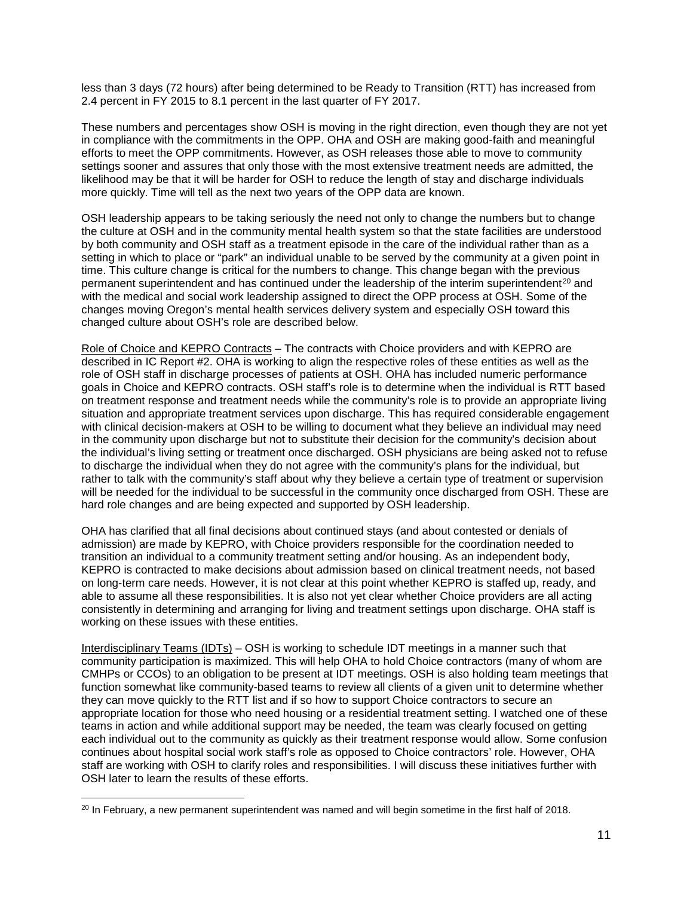less than 3 days (72 hours) after being determined to be Ready to Transition (RTT) has increased from 2.4 percent in FY 2015 to 8.1 percent in the last quarter of FY 2017.

These numbers and percentages show OSH is moving in the right direction, even though they are not yet in compliance with the commitments in the OPP. OHA and OSH are making good-faith and meaningful efforts to meet the OPP commitments. However, as OSH releases those able to move to community settings sooner and assures that only those with the most extensive treatment needs are admitted, the likelihood may be that it will be harder for OSH to reduce the length of stay and discharge individuals more quickly. Time will tell as the next two years of the OPP data are known.

OSH leadership appears to be taking seriously the need not only to change the numbers but to change the culture at OSH and in the community mental health system so that the state facilities are understood by both community and OSH staff as a treatment episode in the care of the individual rather than as a setting in which to place or "park" an individual unable to be served by the community at a given point in time. This culture change is critical for the numbers to change. This change began with the previous permanent superintendent and has continued under the leadership of the interim superintendent[20] and with the medical and social work leadership assigned to direct the OPP process at OSH. Some of the changes moving Oregon's mental health services delivery system and especially OSH toward this changed culture about OSH's role are described below.

Role of Choice and KEPRO Contracts – The contracts with Choice providers and with KEPRO are described in IC Report #2. OHA is working to align the respective roles of these entities as well as the role of OSH staff in discharge processes of patients at OSH. OHA has included numeric performance goals in Choice and KEPRO contracts. OSH staff's role is to determine when the individual is RTT based on treatment response and treatment needs while the community's role is to provide an appropriate living situation and appropriate treatment services upon discharge. This has required considerable engagement with clinical decision-makers at OSH to be willing to document what they believe an individual may need in the community upon discharge but not to substitute their decision for the community's decision about the individual's living setting or treatment once discharged. OSH physicians are being asked not to refuse to discharge the individual when they do not agree with the community's plans for the individual, but rather to talk with the community's staff about why they believe a certain type of treatment or supervision will be needed for the individual to be successful in the community once discharged from OSH. These are hard role changes and are being expected and supported by OSH leadership.

OHA has clarified that all final decisions about continued stays (and about contested or denials of admission) are made by KEPRO, with Choice providers responsible for the coordination needed to transition an individual to a community treatment setting and/or housing. As an independent body, KEPRO is contracted to make decisions about admission based on clinical treatment needs, not based on long-term care needs. However, it is not clear at this point whether KEPRO is staffed up, ready, and able to assume all these responsibilities. It is also not yet clear whether Choice providers are all acting consistently in determining and arranging for living and treatment settings upon discharge. OHA staff is working on these issues with these entities.

Interdisciplinary Teams (IDTs) – OSH is working to schedule IDT meetings in a manner such that community participation is maximized. This will help OHA to hold Choice contractors (many of whom are CMHPs or CCOs) to an obligation to be present at IDT meetings. OSH is also holding team meetings that function somewhat like community-based teams to review all clients of a given unit to determine whether they can move quickly to the RTT list and if so how to support Choice contractors to secure an appropriate location for those who need housing or a residential treatment setting. I watched one of these teams in action and while additional support may be needed, the team was clearly focused on getting each individual out to the community as quickly as their treatment response would allow. Some confusion continues about hospital social work staff's role as opposed to Choice contractors' role. However, OHA staff are working with OSH to clarify roles and responsibilities. I will discuss these initiatives further with OSH later to learn the results of these efforts.

[20] In February, a new permanent superintendent was named and will begin sometime in the first half of 2018.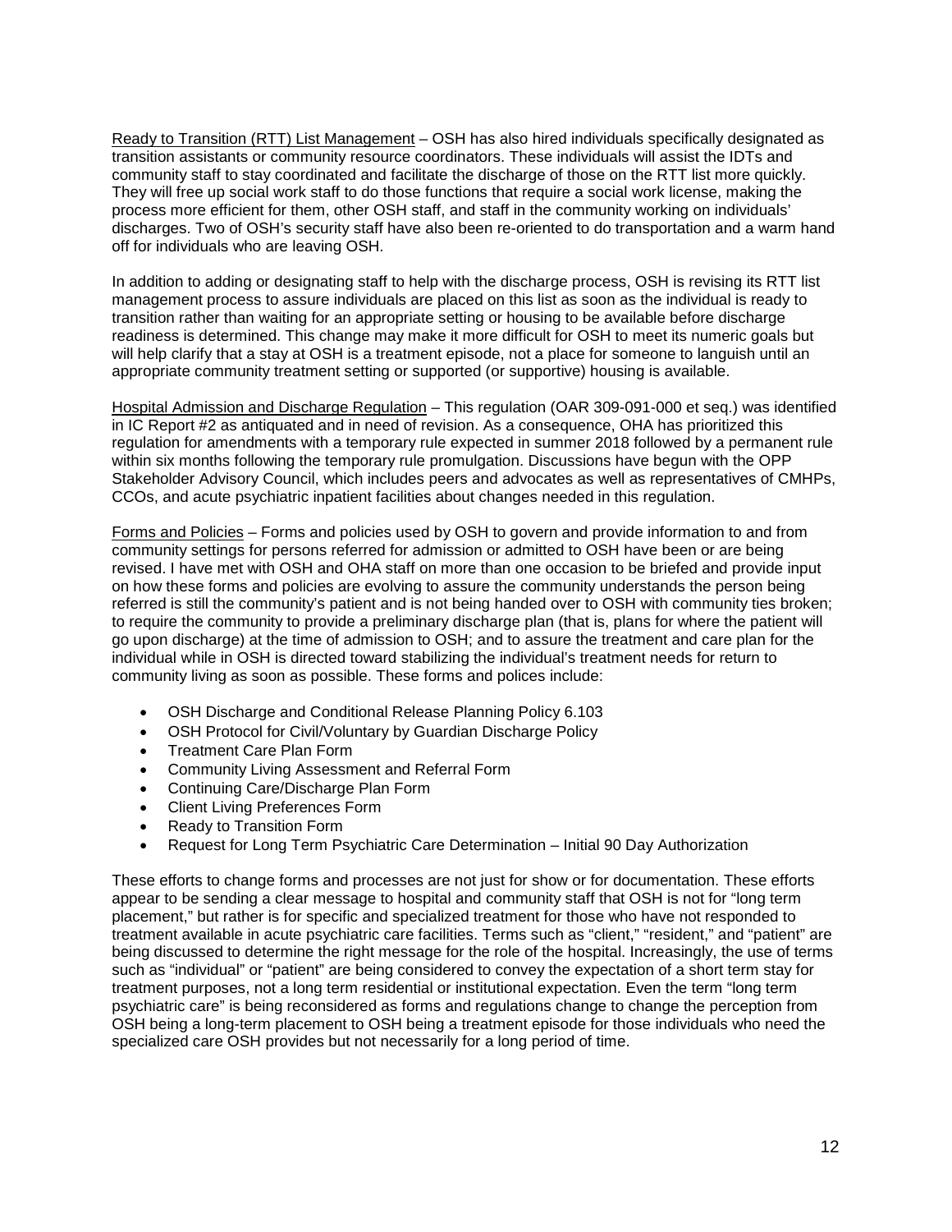Ready to Transition (RTT) List Management – OSH has also hired individuals specifically designated as transition assistants or community resource coordinators. These individuals will assist the IDTs and community staff to stay coordinated and facilitate the discharge of those on the RTT list more quickly. They will free up social work staff to do those functions that require a social work license, making the process more efficient for them, other OSH staff, and staff in the community working on individuals' discharges. Two of OSH's security staff have also been re-oriented to do transportation and a warm hand off for individuals who are leaving OSH.

In addition to adding or designating staff to help with the discharge process, OSH is revising its RTT list management process to assure individuals are placed on this list as soon as the individual is ready to transition rather than waiting for an appropriate setting or housing to be available before discharge readiness is determined. This change may make it more difficult for OSH to meet its numeric goals but will help clarify that a stay at OSH is a treatment episode, not a place for someone to languish until an appropriate community treatment setting or supported (or supportive) housing is available.

Hospital Admission and Discharge Regulation – This regulation (OAR 309-091-000 et seq.) was identified in IC Report #2 as antiquated and in need of revision. As a consequence, OHA has prioritized this regulation for amendments with a temporary rule expected in summer 2018 followed by a permanent rule within six months following the temporary rule promulgation. Discussions have begun with the OPP Stakeholder Advisory Council, which includes peers and advocates as well as representatives of CMHPs, CCOs, and acute psychiatric inpatient facilities about changes needed in this regulation.

Forms and Policies – Forms and policies used by OSH to govern and provide information to and from community settings for persons referred for admission or admitted to OSH have been or are being revised. I have met with OSH and OHA staff on more than one occasion to be briefed and provide input on how these forms and policies are evolving to assure the community understands the person being referred is still the community's patient and is not being handed over to OSH with community ties broken; to require the community to provide a preliminary discharge plan (that is, plans for where the patient will go upon discharge) at the time of admission to OSH; and to assure the treatment and care plan for the individual while in OSH is directed toward stabilizing the individual's treatment needs for return to community living as soon as possible. These forms and polices include:

- OSH Discharge and Conditional Release Planning Policy 6.103
- OSH Protocol for Civil/Voluntary by Guardian Discharge Policy
- Treatment Care Plan Form
- Community Living Assessment and Referral Form
- Continuing Care/Discharge Plan Form
- Client Living Preferences Form
- Ready to Transition Form
- Request for Long Term Psychiatric Care Determination – Initial 90 Day Authorization

These efforts to change forms and processes are not just for show or for documentation. These efforts appear to be sending a clear message to hospital and community staff that OSH is not for "long term placement," but rather is for specific and specialized treatment for those who have not responded to treatment available in acute psychiatric care facilities. Terms such as "client," "resident," and "patient" are being discussed to determine the right message for the role of the hospital. Increasingly, the use of terms such as "individual" or "patient" are being considered to convey the expectation of a short term stay for treatment purposes, not a long term residential or institutional expectation. Even the term "long term psychiatric care" is being reconsidered as forms and regulations change to change the perception from OSH being a long-term placement to OSH being a treatment episode for those individuals who need the specialized care OSH provides but not necessarily for a long period of time.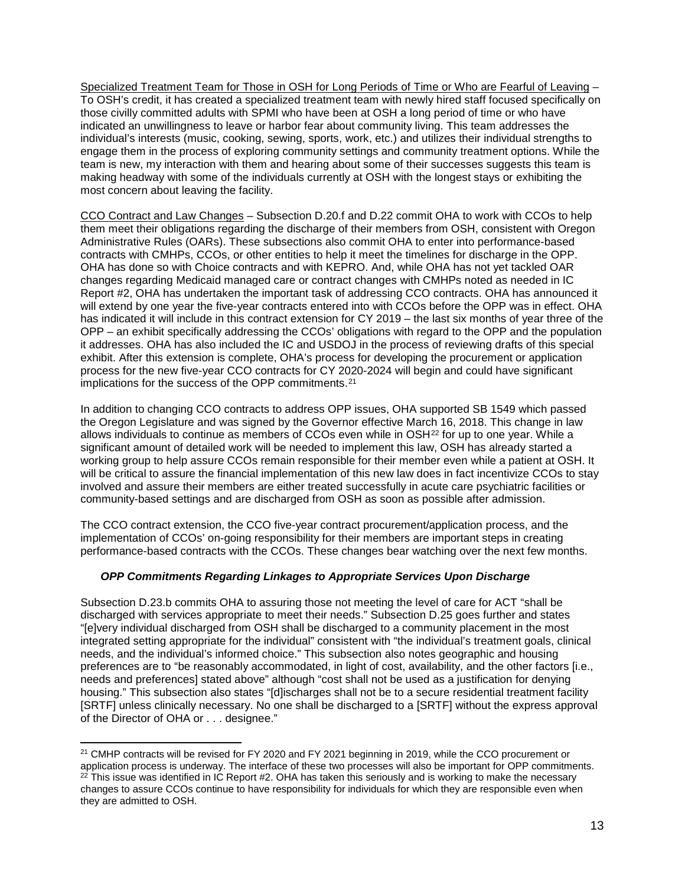Specialized Treatment Team for Those in OSH for Long Periods of Time or Who are Fearful of Leaving – To OSH's credit, it has created a specialized treatment team with newly hired staff focused specifically on those civilly committed adults with SPMI who have been at OSH a long period of time or who have indicated an unwillingness to leave or harbor fear about community living. This team addresses the individual's interests (music, cooking, sewing, sports, work, etc.) and utilizes their individual strengths to engage them in the process of exploring community settings and community treatment options. While the team is new, my interaction with them and hearing about some of their successes suggests this team is making headway with some of the individuals currently at OSH with the longest stays or exhibiting the most concern about leaving the facility.

CCO Contract and Law Changes – Subsection D.20.f and D.22 commit OHA to work with CCOs to help them meet their obligations regarding the discharge of their members from OSH, consistent with Oregon Administrative Rules (OARs). These subsections also commit OHA to enter into performance-based contracts with CMHPs, CCOs, or other entities to help it meet the timelines for discharge in the OPP. OHA has done so with Choice contracts and with KEPRO. And, while OHA has not yet tackled OAR changes regarding Medicaid managed care or contract changes with CMHPs noted as needed in IC Report #2, OHA has undertaken the important task of addressing CCO contracts. OHA has announced it will extend by one year the five-year contracts entered into with CCOs before the OPP was in effect. OHA has indicated it will include in this contract extension for CY 2019 – the last six months of year three of the OPP – an exhibit specifically addressing the CCOs' obligations with regard to the OPP and the population it addresses. OHA has also included the IC and USDOJ in the process of reviewing drafts of this special exhibit. After this extension is complete, OHA's process for developing the procurement or application process for the new five-year CCO contracts for CY 2020-2024 will begin and could have significant implications for the success of the OPP commitments.[21]

In addition to changing CCO contracts to address OPP issues, OHA supported SB 1549 which passed the Oregon Legislature and was signed by the Governor effective March 16, 2018. This change in law allows individuals to continue as members of CCOs even while in OSH[22] for up to one year. While a significant amount of detailed work will be needed to implement this law, OSH has already started a working group to help assure CCOs remain responsible for their member even while a patient at OSH. It will be critical to assure the financial implementation of this new law does in fact incentivize CCOs to stay involved and assure their members are either treated successfully in acute care psychiatric facilities or community-based settings and are discharged from OSH as soon as possible after admission.

The CCO contract extension, the CCO five-year contract procurement/application process, and the implementation of CCOs' on-going responsibility for their members are important steps in creating performance-based contracts with the CCOs. These changes bear watching over the next few months.

#### *OPP Commitments Regarding Linkages to Appropriate Services Upon Discharge*

Subsection D.23.b commits OHA to assuring those not meeting the level of care for ACT "shall be discharged with services appropriate to meet their needs." Subsection D.25 goes further and states "[e]very individual discharged from OSH shall be discharged to a community placement in the most integrated setting appropriate for the individual" consistent with "the individual's treatment goals, clinical needs, and the individual's informed choice." This subsection also notes geographic and housing preferences are to "be reasonably accommodated, in light of cost, availability, and the other factors [i.e., needs and preferences] stated above" although "cost shall not be used as a justification for denying housing." This subsection also states "[d]ischarges shall not be to a secure residential treatment facility [SRTF] unless clinically necessary. No one shall be discharged to a [SRTF] without the express approval of the Director of OHA or . . . designee."

---

[21] CMHP contracts will be revised for FY 2020 and FY 2021 beginning in 2019, while the CCO procurement or application process is underway. The interface of these two processes will also be important for OPP commitments.

[22] This issue was identified in IC Report #2. OHA has taken this seriously and is working to make the necessary changes to assure CCOs continue to have responsibility for individuals for which they are responsible even when they are admitted to OSH.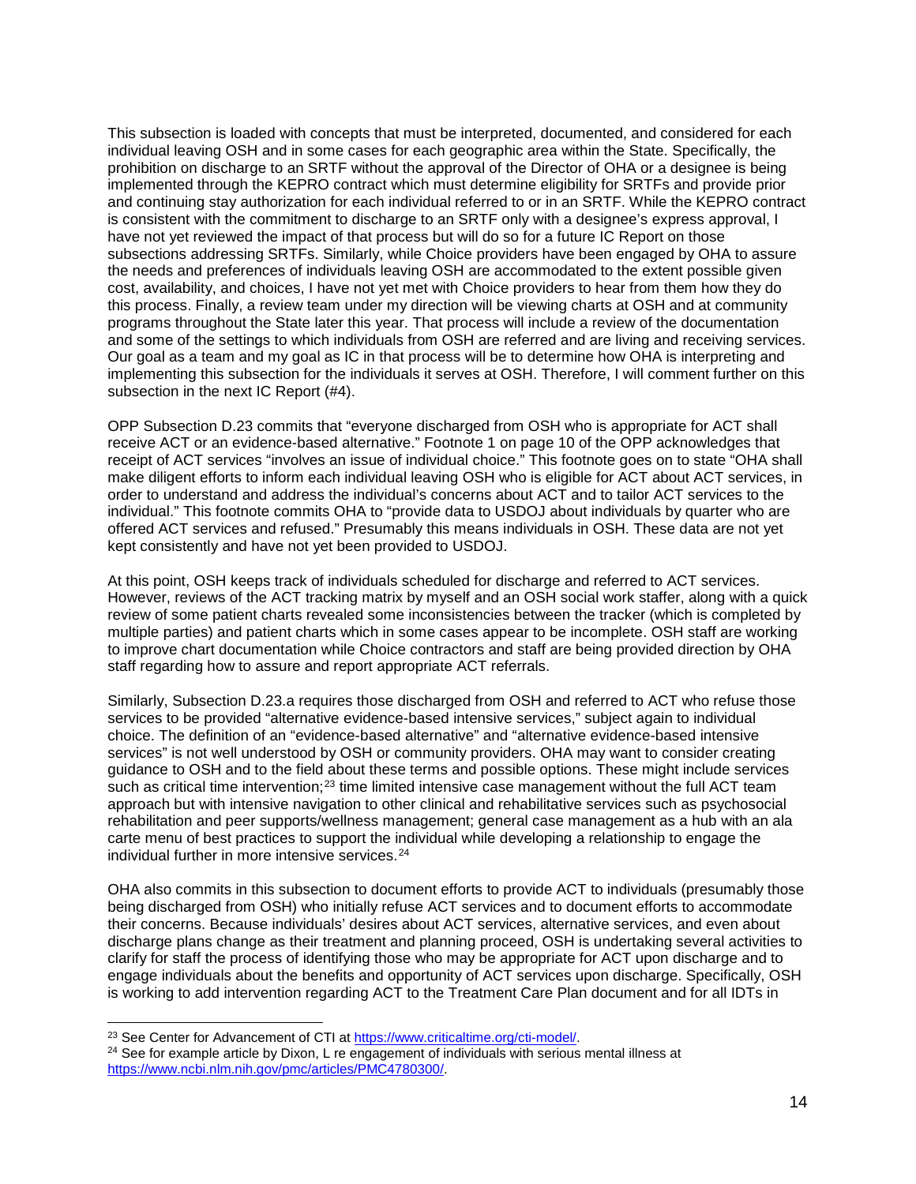This subsection is loaded with concepts that must be interpreted, documented, and considered for each individual leaving OSH and in some cases for each geographic area within the State. Specifically, the prohibition on discharge to an SRTF without the approval of the Director of OHA or a designee is being implemented through the KEPRO contract which must determine eligibility for SRTFs and provide prior and continuing stay authorization for each individual referred to or in an SRTF. While the KEPRO contract is consistent with the commitment to discharge to an SRTF only with a designee's express approval, I have not yet reviewed the impact of that process but will do so for a future IC Report on those subsections addressing SRTFs. Similarly, while Choice providers have been engaged by OHA to assure the needs and preferences of individuals leaving OSH are accommodated to the extent possible given cost, availability, and choices, I have not yet met with Choice providers to hear from them how they do this process. Finally, a review team under my direction will be viewing charts at OSH and at community programs throughout the State later this year. That process will include a review of the documentation and some of the settings to which individuals from OSH are referred and are living and receiving services. Our goal as a team and my goal as IC in that process will be to determine how OHA is interpreting and implementing this subsection for the individuals it serves at OSH. Therefore, I will comment further on this subsection in the next IC Report (#4).

OPP Subsection D.23 commits that "everyone discharged from OSH who is appropriate for ACT shall receive ACT or an evidence-based alternative." Footnote 1 on page 10 of the OPP acknowledges that receipt of ACT services "involves an issue of individual choice." This footnote goes on to state "OHA shall make diligent efforts to inform each individual leaving OSH who is eligible for ACT about ACT services, in order to understand and address the individual's concerns about ACT and to tailor ACT services to the individual." This footnote commits OHA to "provide data to USDOJ about individuals by quarter who are offered ACT services and refused." Presumably this means individuals in OSH. These data are not yet kept consistently and have not yet been provided to USDOJ.

At this point, OSH keeps track of individuals scheduled for discharge and referred to ACT services. However, reviews of the ACT tracking matrix by myself and an OSH social work staffer, along with a quick review of some patient charts revealed some inconsistencies between the tracker (which is completed by multiple parties) and patient charts which in some cases appear to be incomplete. OSH staff are working to improve chart documentation while Choice contractors and staff are being provided direction by OHA staff regarding how to assure and report appropriate ACT referrals.

Similarly, Subsection D.23.a requires those discharged from OSH and referred to ACT who refuse those services to be provided "alternative evidence-based intensive services," subject again to individual choice. The definition of an "evidence-based alternative" and "alternative evidence-based intensive services" is not well understood by OSH or community providers. OHA may want to consider creating guidance to OSH and to the field about these terms and possible options. These might include services such as critical time intervention;[23] time limited intensive case management without the full ACT team approach but with intensive navigation to other clinical and rehabilitative services such as psychosocial rehabilitation and peer supports/wellness management; general case management as a hub with an ala carte menu of best practices to support the individual while developing a relationship to engage the individual further in more intensive services.[24]

OHA also commits in this subsection to document efforts to provide ACT to individuals (presumably those being discharged from OSH) who initially refuse ACT services and to document efforts to accommodate their concerns. Because individuals' desires about ACT services, alternative services, and even about discharge plans change as their treatment and planning proceed, OSH is undertaking several activities to clarify for staff the process of identifying those who may be appropriate for ACT upon discharge and to engage individuals about the benefits and opportunity of ACT services upon discharge. Specifically, OSH is working to add intervention regarding ACT to the Treatment Care Plan document and for all IDTs in

[23] See Center for Advancement of CTI at https://www.criticaltime.org/cti-model/.

[24] See for example article by Dixon, L re engagement of individuals with serious mental illness at https://www.ncbi.nlm.nih.gov/pmc/articles/PMC4780300/.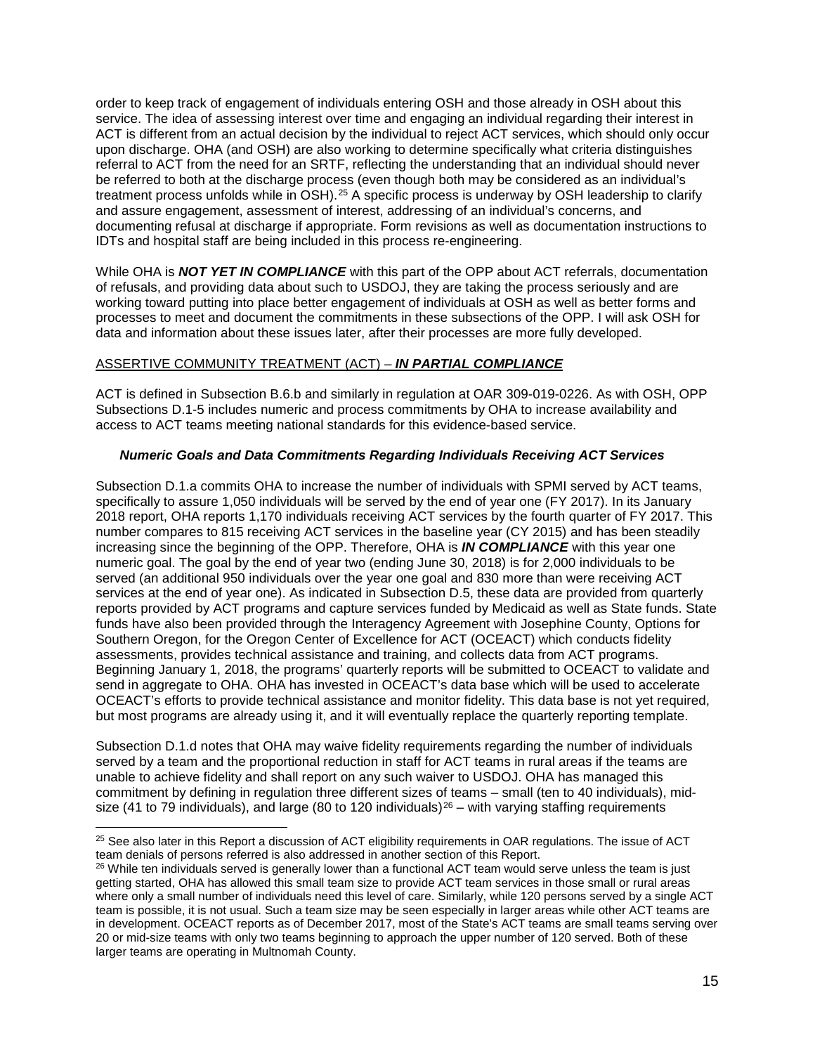order to keep track of engagement of individuals entering OSH and those already in OSH about this service. The idea of assessing interest over time and engaging an individual regarding their interest in ACT is different from an actual decision by the individual to reject ACT services, which should only occur upon discharge. OHA (and OSH) are also working to determine specifically what criteria distinguishes referral to ACT from the need for an SRTF, reflecting the understanding that an individual should never be referred to both at the discharge process (even though both may be considered as an individual's treatment process unfolds while in OSH).[25] A specific process is underway by OSH leadership to clarify and assure engagement, assessment of interest, addressing of an individual's concerns, and documenting refusal at discharge if appropriate. Form revisions as well as documentation instructions to IDTs and hospital staff are being included in this process re-engineering.

While OHA is ***NOT YET IN COMPLIANCE*** with this part of the OPP about ACT referrals, documentation of refusals, and providing data about such to USDOJ, they are taking the process seriously and are working toward putting into place better engagement of individuals at OSH as well as better forms and processes to meet and document the commitments in these subsections of the OPP. I will ask OSH for data and information about these issues later, after their processes are more fully developed.

ASSERTIVE COMMUNITY TREATMENT (ACT) – ***IN PARTIAL COMPLIANCE***

ACT is defined in Subsection B.6.b and similarly in regulation at OAR 309-019-0226. As with OSH, OPP Subsections D.1-5 includes numeric and process commitments by OHA to increase availability and access to ACT teams meeting national standards for this evidence-based service.

***Numeric Goals and Data Commitments Regarding Individuals Receiving ACT Services***

Subsection D.1.a commits OHA to increase the number of individuals with SPMI served by ACT teams, specifically to assure 1,050 individuals will be served by the end of year one (FY 2017). In its January 2018 report, OHA reports 1,170 individuals receiving ACT services by the fourth quarter of FY 2017. This number compares to 815 receiving ACT services in the baseline year (CY 2015) and has been steadily increasing since the beginning of the OPP. Therefore, OHA is ***IN COMPLIANCE*** with this year one numeric goal. The goal by the end of year two (ending June 30, 2018) is for 2,000 individuals to be served (an additional 950 individuals over the year one goal and 830 more than were receiving ACT services at the end of year one). As indicated in Subsection D.5, these data are provided from quarterly reports provided by ACT programs and capture services funded by Medicaid as well as State funds. State funds have also been provided through the Interagency Agreement with Josephine County, Options for Southern Oregon, for the Oregon Center of Excellence for ACT (OCEACT) which conducts fidelity assessments, provides technical assistance and training, and collects data from ACT programs. Beginning January 1, 2018, the programs' quarterly reports will be submitted to OCEACT to validate and send in aggregate to OHA. OHA has invested in OCEACT's data base which will be used to accelerate OCEACT's efforts to provide technical assistance and monitor fidelity. This data base is not yet required, but most programs are already using it, and it will eventually replace the quarterly reporting template.

Subsection D.1.d notes that OHA may waive fidelity requirements regarding the number of individuals served by a team and the proportional reduction in staff for ACT teams in rural areas if the teams are unable to achieve fidelity and shall report on any such waiver to USDOJ. OHA has managed this commitment by defining in regulation three different sizes of teams – small (ten to 40 individuals), mid-size (41 to 79 individuals), and large (80 to 120 individuals)[26] – with varying staffing requirements

[25] See also later in this Report a discussion of ACT eligibility requirements in OAR regulations. The issue of ACT team denials of persons referred is also addressed in another section of this Report.

[26] While ten individuals served is generally lower than a functional ACT team would serve unless the team is just getting started, OHA has allowed this small team size to provide ACT team services in those small or rural areas where only a small number of individuals need this level of care. Similarly, while 120 persons served by a single ACT team is possible, it is not usual. Such a team size may be seen especially in larger areas while other ACT teams are in development. OCEACT reports as of December 2017, most of the State's ACT teams are small teams serving over 20 or mid-size teams with only two teams beginning to approach the upper number of 120 served. Both of these larger teams are operating in Multnomah County.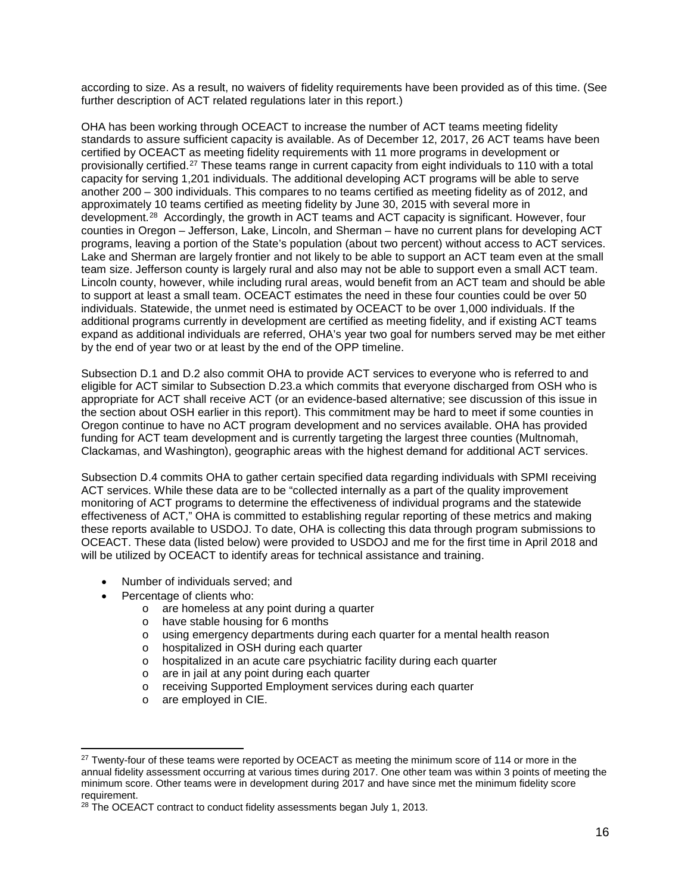according to size. As a result, no waivers of fidelity requirements have been provided as of this time. (See further description of ACT related regulations later in this report.)

OHA has been working through OCEACT to increase the number of ACT teams meeting fidelity standards to assure sufficient capacity is available. As of December 12, 2017, 26 ACT teams have been certified by OCEACT as meeting fidelity requirements with 11 more programs in development or provisionally certified.[27] These teams range in current capacity from eight individuals to 110 with a total capacity for serving 1,201 individuals. The additional developing ACT programs will be able to serve another 200 – 300 individuals. This compares to no teams certified as meeting fidelity as of 2012, and approximately 10 teams certified as meeting fidelity by June 30, 2015 with several more in development.[28] Accordingly, the growth in ACT teams and ACT capacity is significant. However, four counties in Oregon – Jefferson, Lake, Lincoln, and Sherman – have no current plans for developing ACT programs, leaving a portion of the State's population (about two percent) without access to ACT services. Lake and Sherman are largely frontier and not likely to be able to support an ACT team even at the small team size. Jefferson county is largely rural and also may not be able to support even a small ACT team. Lincoln county, however, while including rural areas, would benefit from an ACT team and should be able to support at least a small team. OCEACT estimates the need in these four counties could be over 50 individuals. Statewide, the unmet need is estimated by OCEACT to be over 1,000 individuals. If the additional programs currently in development are certified as meeting fidelity, and if existing ACT teams expand as additional individuals are referred, OHA's year two goal for numbers served may be met either by the end of year two or at least by the end of the OPP timeline.

Subsection D.1 and D.2 also commit OHA to provide ACT services to everyone who is referred to and eligible for ACT similar to Subsection D.23.a which commits that everyone discharged from OSH who is appropriate for ACT shall receive ACT (or an evidence-based alternative; see discussion of this issue in the section about OSH earlier in this report). This commitment may be hard to meet if some counties in Oregon continue to have no ACT program development and no services available. OHA has provided funding for ACT team development and is currently targeting the largest three counties (Multnomah, Clackamas, and Washington), geographic areas with the highest demand for additional ACT services.

Subsection D.4 commits OHA to gather certain specified data regarding individuals with SPMI receiving ACT services. While these data are to be "collected internally as a part of the quality improvement monitoring of ACT programs to determine the effectiveness of individual programs and the statewide effectiveness of ACT," OHA is committed to establishing regular reporting of these metrics and making these reports available to USDOJ. To date, OHA is collecting this data through program submissions to OCEACT. These data (listed below) were provided to USDOJ and me for the first time in April 2018 and will be utilized by OCEACT to identify areas for technical assistance and training.

- Number of individuals served; and
- Percentage of clients who:
  - are homeless at any point during a quarter
  - have stable housing for 6 months
  - using emergency departments during each quarter for a mental health reason
  - hospitalized in OSH during each quarter
  - hospitalized in an acute care psychiatric facility during each quarter
  - are in jail at any point during each quarter
  - receiving Supported Employment services during each quarter
  - are employed in CIE.

---

[27] Twenty-four of these teams were reported by OCEACT as meeting the minimum score of 114 or more in the annual fidelity assessment occurring at various times during 2017. One other team was within 3 points of meeting the minimum score. Other teams were in development during 2017 and have since met the minimum fidelity score requirement.

[28] The OCEACT contract to conduct fidelity assessments began July 1, 2013.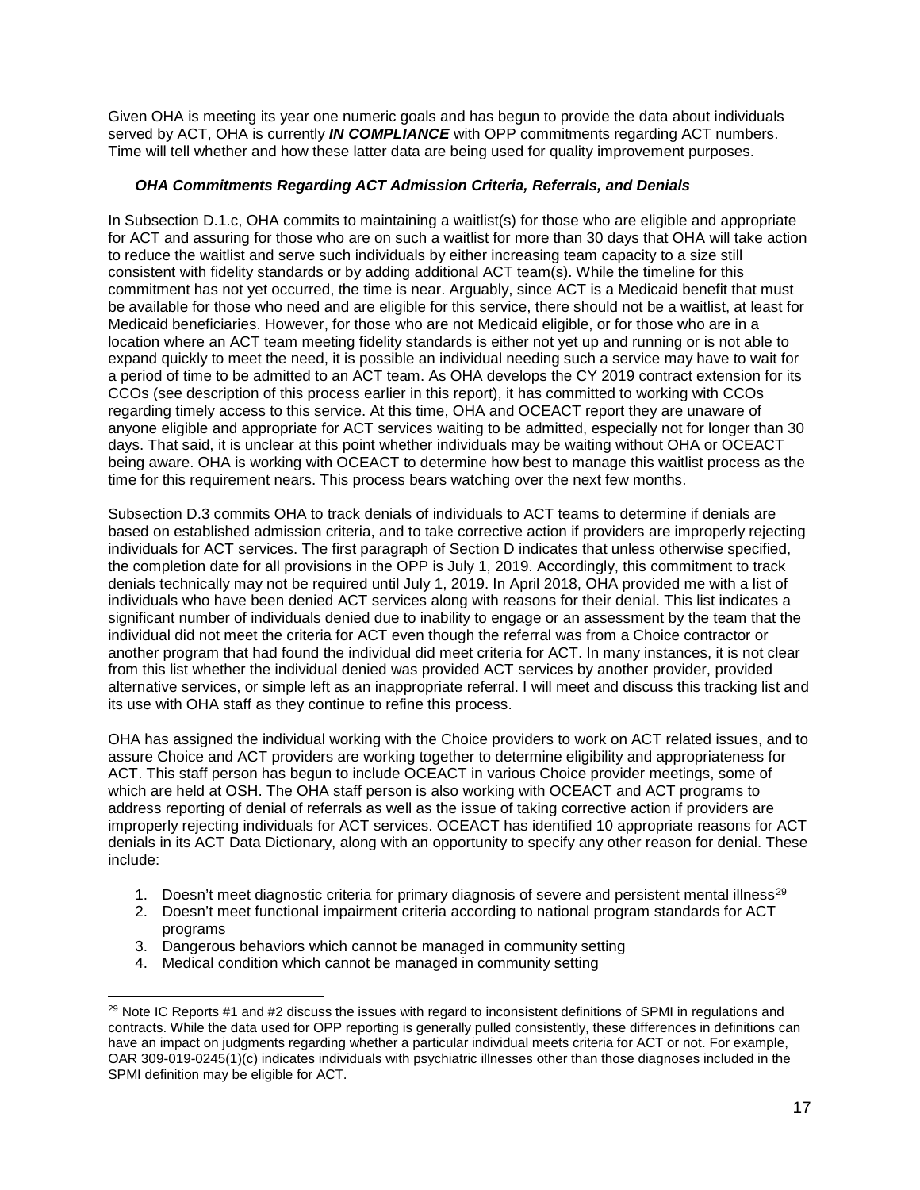Given OHA is meeting its year one numeric goals and has begun to provide the data about individuals served by ACT, OHA is currently ***IN COMPLIANCE*** with OPP commitments regarding ACT numbers. Time will tell whether and how these latter data are being used for quality improvement purposes.

#### *OHA Commitments Regarding ACT Admission Criteria, Referrals, and Denials*

In Subsection D.1.c, OHA commits to maintaining a waitlist(s) for those who are eligible and appropriate for ACT and assuring for those who are on such a waitlist for more than 30 days that OHA will take action to reduce the waitlist and serve such individuals by either increasing team capacity to a size still consistent with fidelity standards or by adding additional ACT team(s). While the timeline for this commitment has not yet occurred, the time is near. Arguably, since ACT is a Medicaid benefit that must be available for those who need and are eligible for this service, there should not be a waitlist, at least for Medicaid beneficiaries. However, for those who are not Medicaid eligible, or for those who are in a location where an ACT team meeting fidelity standards is either not yet up and running or is not able to expand quickly to meet the need, it is possible an individual needing such a service may have to wait for a period of time to be admitted to an ACT team. As OHA develops the CY 2019 contract extension for its CCOs (see description of this process earlier in this report), it has committed to working with CCOs regarding timely access to this service. At this time, OHA and OCEACT report they are unaware of anyone eligible and appropriate for ACT services waiting to be admitted, especially not for longer than 30 days. That said, it is unclear at this point whether individuals may be waiting without OHA or OCEACT being aware. OHA is working with OCEACT to determine how best to manage this waitlist process as the time for this requirement nears. This process bears watching over the next few months.

Subsection D.3 commits OHA to track denials of individuals to ACT teams to determine if denials are based on established admission criteria, and to take corrective action if providers are improperly rejecting individuals for ACT services. The first paragraph of Section D indicates that unless otherwise specified, the completion date for all provisions in the OPP is July 1, 2019. Accordingly, this commitment to track denials technically may not be required until July 1, 2019. In April 2018, OHA provided me with a list of individuals who have been denied ACT services along with reasons for their denial. This list indicates a significant number of individuals denied due to inability to engage or an assessment by the team that the individual did not meet the criteria for ACT even though the referral was from a Choice contractor or another program that had found the individual did meet criteria for ACT. In many instances, it is not clear from this list whether the individual denied was provided ACT services by another provider, provided alternative services, or simple left as an inappropriate referral. I will meet and discuss this tracking list and its use with OHA staff as they continue to refine this process.

OHA has assigned the individual working with the Choice providers to work on ACT related issues, and to assure Choice and ACT providers are working together to determine eligibility and appropriateness for ACT. This staff person has begun to include OCEACT in various Choice provider meetings, some of which are held at OSH. The OHA staff person is also working with OCEACT and ACT programs to address reporting of denial of referrals as well as the issue of taking corrective action if providers are improperly rejecting individuals for ACT services. OCEACT has identified 10 appropriate reasons for ACT denials in its ACT Data Dictionary, along with an opportunity to specify any other reason for denial. These include:

1. Doesn't meet diagnostic criteria for primary diagnosis of severe and persistent mental illness[29]
2. Doesn't meet functional impairment criteria according to national program standards for ACT programs
3. Dangerous behaviors which cannot be managed in community setting
4. Medical condition which cannot be managed in community setting

---

[29] Note IC Reports #1 and #2 discuss the issues with regard to inconsistent definitions of SPMI in regulations and contracts. While the data used for OPP reporting is generally pulled consistently, these differences in definitions can have an impact on judgments regarding whether a particular individual meets criteria for ACT or not. For example, OAR 309-019-0245(1)(c) indicates individuals with psychiatric illnesses other than those diagnoses included in the SPMI definition may be eligible for ACT.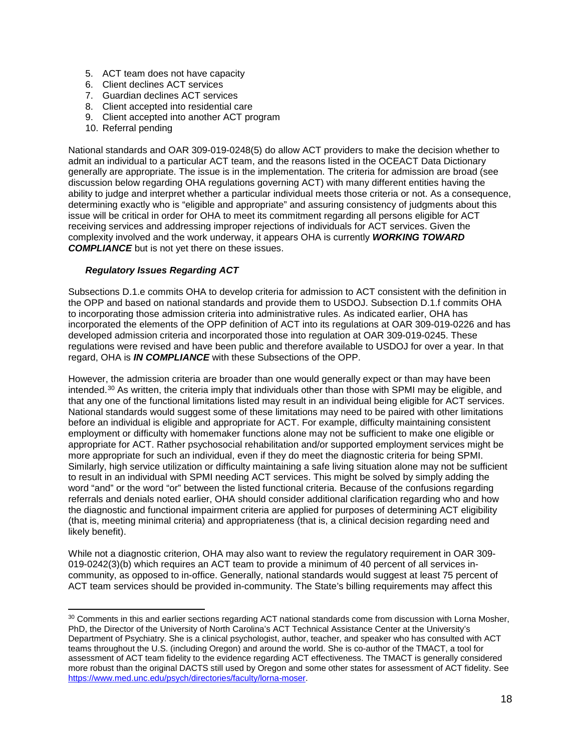5. ACT team does not have capacity
6. Client declines ACT services
7. Guardian declines ACT services
8. Client accepted into residential care
9. Client accepted into another ACT program
10. Referral pending

National standards and OAR 309-019-0248(5) do allow ACT providers to make the decision whether to admit an individual to a particular ACT team, and the reasons listed in the OCEACT Data Dictionary generally are appropriate. The issue is in the implementation. The criteria for admission are broad (see discussion below regarding OHA regulations governing ACT) with many different entities having the ability to judge and interpret whether a particular individual meets those criteria or not. As a consequence, determining exactly who is "eligible and appropriate" and assuring consistency of judgments about this issue will be critical in order for OHA to meet its commitment regarding all persons eligible for ACT receiving services and addressing improper rejections of individuals for ACT services. Given the complexity involved and the work underway, it appears OHA is currently ***WORKING TOWARD COMPLIANCE*** but is not yet there on these issues.

### *Regulatory Issues Regarding ACT*

Subsections D.1.e commits OHA to develop criteria for admission to ACT consistent with the definition in the OPP and based on national standards and provide them to USDOJ. Subsection D.1.f commits OHA to incorporating those admission criteria into administrative rules. As indicated earlier, OHA has incorporated the elements of the OPP definition of ACT into its regulations at OAR 309-019-0226 and has developed admission criteria and incorporated those into regulation at OAR 309-019-0245. These regulations were revised and have been public and therefore available to USDOJ for over a year. In that regard, OHA is ***IN COMPLIANCE*** with these Subsections of the OPP.

However, the admission criteria are broader than one would generally expect or than may have been intended.[30] As written, the criteria imply that individuals other than those with SPMI may be eligible, and that any one of the functional limitations listed may result in an individual being eligible for ACT services. National standards would suggest some of these limitations may need to be paired with other limitations before an individual is eligible and appropriate for ACT. For example, difficulty maintaining consistent employment or difficulty with homemaker functions alone may not be sufficient to make one eligible or appropriate for ACT. Rather psychosocial rehabilitation and/or supported employment services might be more appropriate for such an individual, even if they do meet the diagnostic criteria for being SPMI. Similarly, high service utilization or difficulty maintaining a safe living situation alone may not be sufficient to result in an individual with SPMI needing ACT services. This might be solved by simply adding the word "and" or the word "or" between the listed functional criteria. Because of the confusions regarding referrals and denials noted earlier, OHA should consider additional clarification regarding who and how the diagnostic and functional impairment criteria are applied for purposes of determining ACT eligibility (that is, meeting minimal criteria) and appropriateness (that is, a clinical decision regarding need and likely benefit).

While not a diagnostic criterion, OHA may also want to review the regulatory requirement in OAR 309-019-0242(3)(b) which requires an ACT team to provide a minimum of 40 percent of all services in-community, as opposed to in-office. Generally, national standards would suggest at least 75 percent of ACT team services should be provided in-community. The State's billing requirements may affect this

---

[30] Comments in this and earlier sections regarding ACT national standards come from discussion with Lorna Mosher, PhD, the Director of the University of North Carolina's ACT Technical Assistance Center at the University's Department of Psychiatry. She is a clinical psychologist, author, teacher, and speaker who has consulted with ACT teams throughout the U.S. (including Oregon) and around the world. She is co-author of the TMACT, a tool for assessment of ACT team fidelity to the evidence regarding ACT effectiveness. The TMACT is generally considered more robust than the original DACTS still used by Oregon and some other states for assessment of ACT fidelity. See https://www.med.unc.edu/psych/directories/faculty/lorna-moser.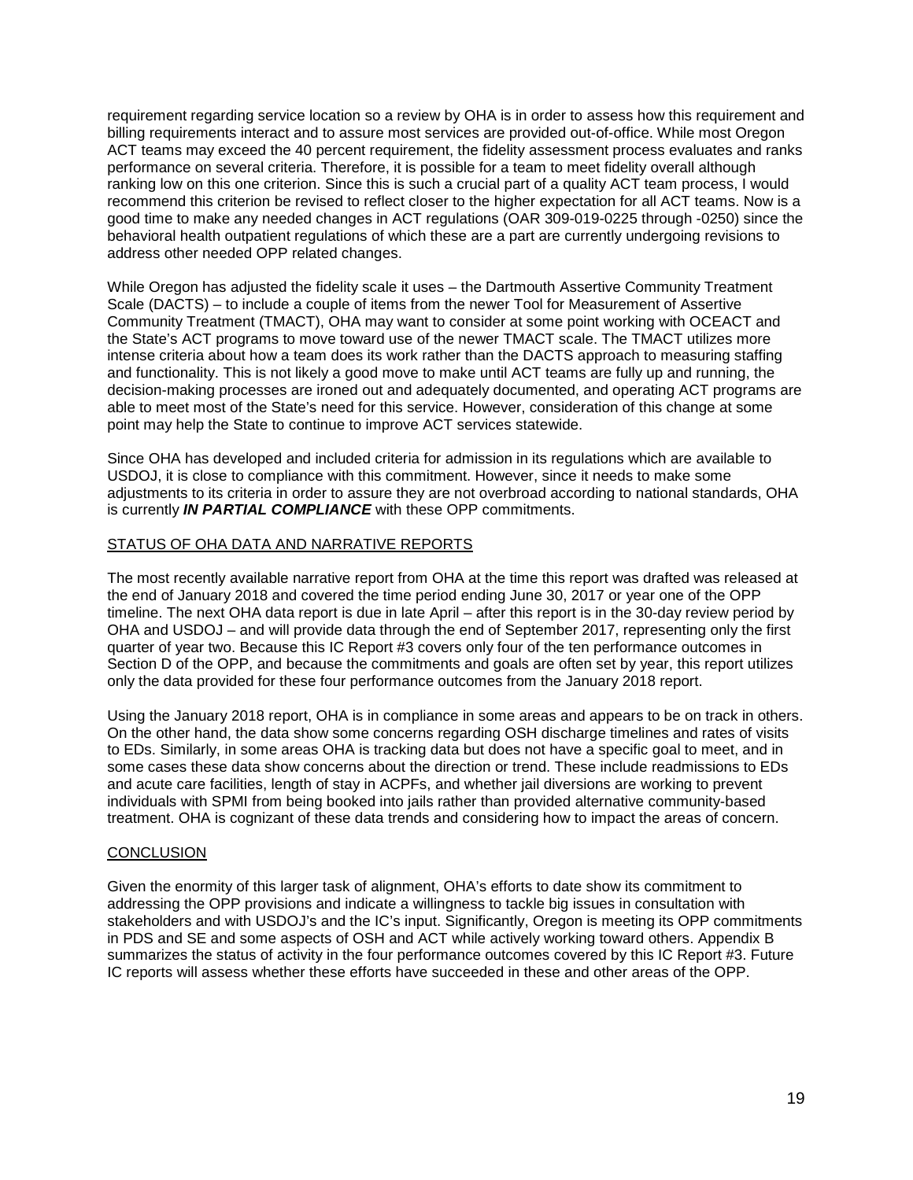requirement regarding service location so a review by OHA is in order to assess how this requirement and billing requirements interact and to assure most services are provided out-of-office. While most Oregon ACT teams may exceed the 40 percent requirement, the fidelity assessment process evaluates and ranks performance on several criteria. Therefore, it is possible for a team to meet fidelity overall although ranking low on this one criterion. Since this is such a crucial part of a quality ACT team process, I would recommend this criterion be revised to reflect closer to the higher expectation for all ACT teams. Now is a good time to make any needed changes in ACT regulations (OAR 309-019-0225 through -0250) since the behavioral health outpatient regulations of which these are a part are currently undergoing revisions to address other needed OPP related changes.

While Oregon has adjusted the fidelity scale it uses – the Dartmouth Assertive Community Treatment Scale (DACTS) – to include a couple of items from the newer Tool for Measurement of Assertive Community Treatment (TMACT), OHA may want to consider at some point working with OCEACT and the State's ACT programs to move toward use of the newer TMACT scale. The TMACT utilizes more intense criteria about how a team does its work rather than the DACTS approach to measuring staffing and functionality. This is not likely a good move to make until ACT teams are fully up and running, the decision-making processes are ironed out and adequately documented, and operating ACT programs are able to meet most of the State's need for this service. However, consideration of this change at some point may help the State to continue to improve ACT services statewide.

Since OHA has developed and included criteria for admission in its regulations which are available to USDOJ, it is close to compliance with this commitment. However, since it needs to make some adjustments to its criteria in order to assure they are not overbroad according to national standards, OHA is currently ***IN PARTIAL COMPLIANCE*** with these OPP commitments.

## STATUS OF OHA DATA AND NARRATIVE REPORTS

The most recently available narrative report from OHA at the time this report was drafted was released at the end of January 2018 and covered the time period ending June 30, 2017 or year one of the OPP timeline. The next OHA data report is due in late April – after this report is in the 30-day review period by OHA and USDOJ – and will provide data through the end of September 2017, representing only the first quarter of year two. Because this IC Report #3 covers only four of the ten performance outcomes in Section D of the OPP, and because the commitments and goals are often set by year, this report utilizes only the data provided for these four performance outcomes from the January 2018 report.

Using the January 2018 report, OHA is in compliance in some areas and appears to be on track in others. On the other hand, the data show some concerns regarding OSH discharge timelines and rates of visits to EDs. Similarly, in some areas OHA is tracking data but does not have a specific goal to meet, and in some cases these data show concerns about the direction or trend. These include readmissions to EDs and acute care facilities, length of stay in ACPFs, and whether jail diversions are working to prevent individuals with SPMI from being booked into jails rather than provided alternative community-based treatment. OHA is cognizant of these data trends and considering how to impact the areas of concern.

## CONCLUSION

Given the enormity of this larger task of alignment, OHA's efforts to date show its commitment to addressing the OPP provisions and indicate a willingness to tackle big issues in consultation with stakeholders and with USDOJ's and the IC's input. Significantly, Oregon is meeting its OPP commitments in PDS and SE and some aspects of OSH and ACT while actively working toward others. Appendix B summarizes the status of activity in the four performance outcomes covered by this IC Report #3. Future IC reports will assess whether these efforts have succeeded in these and other areas of the OPP.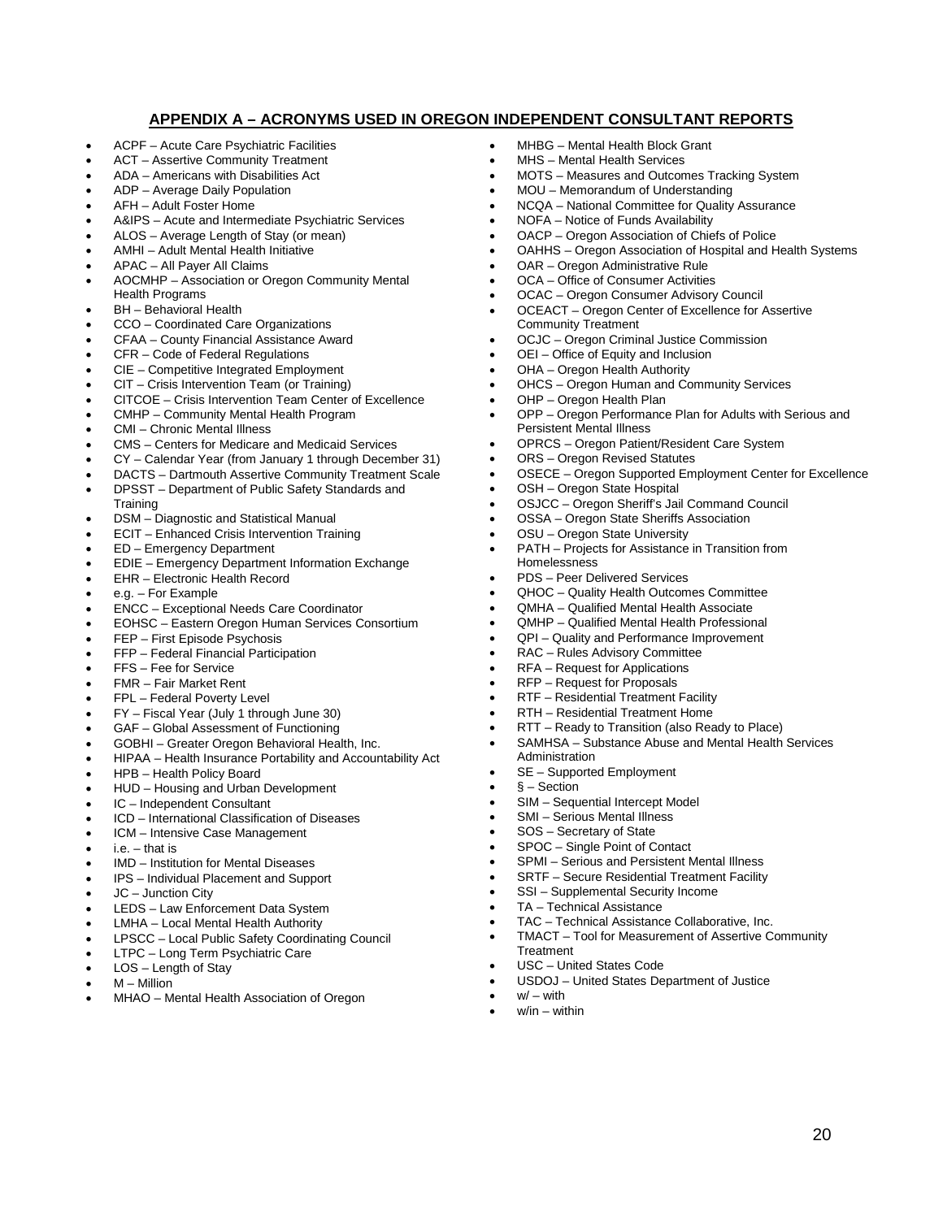## APPENDIX A – ACRONYMS USED IN OREGON INDEPENDENT CONSULTANT REPORTS

- ACPF – Acute Care Psychiatric Facilities
- ACT – Assertive Community Treatment
- ADA – Americans with Disabilities Act
- ADP – Average Daily Population
- AFH – Adult Foster Home
- A&IPS – Acute and Intermediate Psychiatric Services
- ALOS – Average Length of Stay (or mean)
- AMHI – Adult Mental Health Initiative
- APAC – All Payer All Claims
- AOCMHP – Association or Oregon Community Mental Health Programs
- BH – Behavioral Health
- CCO – Coordinated Care Organizations
- CFAA – County Financial Assistance Award
- CFR – Code of Federal Regulations
- CIE – Competitive Integrated Employment
- CIT – Crisis Intervention Team (or Training)
- CITCOE – Crisis Intervention Team Center of Excellence
- CMHP – Community Mental Health Program
- CMI – Chronic Mental Illness
- CMS – Centers for Medicare and Medicaid Services
- CY – Calendar Year (from January 1 through December 31)
- DACTS – Dartmouth Assertive Community Treatment Scale
- DPSST – Department of Public Safety Standards and Training
- DSM – Diagnostic and Statistical Manual
- ECIT – Enhanced Crisis Intervention Training
- ED – Emergency Department
- EDIE – Emergency Department Information Exchange
- EHR – Electronic Health Record
- e.g. – For Example
- ENCC – Exceptional Needs Care Coordinator
- EOHSC – Eastern Oregon Human Services Consortium
- FEP – First Episode Psychosis
- FFP – Federal Financial Participation
- FFS – Fee for Service
- FMR – Fair Market Rent
- FPL – Federal Poverty Level
- FY – Fiscal Year (July 1 through June 30)
- GAF – Global Assessment of Functioning
- GOBHI – Greater Oregon Behavioral Health, Inc.
- HIPAA – Health Insurance Portability and Accountability Act
- HPB – Health Policy Board
- HUD – Housing and Urban Development
- IC – Independent Consultant
- ICD – International Classification of Diseases
- ICM – Intensive Case Management
- i.e. – that is
- IMD – Institution for Mental Diseases
- IPS – Individual Placement and Support
- JC – Junction City
- LEDS – Law Enforcement Data System
- LMHA – Local Mental Health Authority
- LPSCC – Local Public Safety Coordinating Council
- LTPC – Long Term Psychiatric Care
- LOS – Length of Stay
- M – Million
- MHAO – Mental Health Association of Oregon
- MHBG – Mental Health Block Grant
- MHS – Mental Health Services
- MOTS – Measures and Outcomes Tracking System
- MOU – Memorandum of Understanding
- NCQA – National Committee for Quality Assurance
- NOFA – Notice of Funds Availability
- OACP – Oregon Association of Chiefs of Police
- OAHHS – Oregon Association of Hospital and Health Systems
- OAR – Oregon Administrative Rule
- OCA – Office of Consumer Activities
- OCAC – Oregon Consumer Advisory Council
- OCEACT – Oregon Center of Excellence for Assertive Community Treatment
- OCJC – Oregon Criminal Justice Commission
- OEI – Office of Equity and Inclusion
- OHA – Oregon Health Authority
- OHCS – Oregon Human and Community Services
- OHP – Oregon Health Plan
- OPP – Oregon Performance Plan for Adults with Serious and Persistent Mental Illness
- OPRCS – Oregon Patient/Resident Care System
- ORS – Oregon Revised Statutes
- OSECE – Oregon Supported Employment Center for Excellence
- OSH – Oregon State Hospital
- OSJCC – Oregon Sheriff's Jail Command Council
- OSSA – Oregon State Sheriffs Association
- OSU – Oregon State University
- PATH – Projects for Assistance in Transition from Homelessness
- PDS – Peer Delivered Services
- QHOC – Quality Health Outcomes Committee
- QMHA – Qualified Mental Health Associate
- QMHP – Qualified Mental Health Professional
- QPI – Quality and Performance Improvement
- RAC – Rules Advisory Committee
- RFA – Request for Applications
- RFP – Request for Proposals
- RTF – Residential Treatment Facility
- RTH – Residential Treatment Home
- RTT – Ready to Transition (also Ready to Place)
- SAMHSA – Substance Abuse and Mental Health Services Administration
- SE – Supported Employment
- § – Section
- SIM – Sequential Intercept Model
- SMI – Serious Mental Illness
- SOS – Secretary of State
- SPOC – Single Point of Contact
- SPMI – Serious and Persistent Mental Illness
- SRTF – Secure Residential Treatment Facility
- SSI – Supplemental Security Income
- TA – Technical Assistance
- TAC – Technical Assistance Collaborative, Inc.
- TMACT – Tool for Measurement of Assertive Community Treatment
- USC – United States Code
- USDOJ – United States Department of Justice
- w/ – with
- w/in – within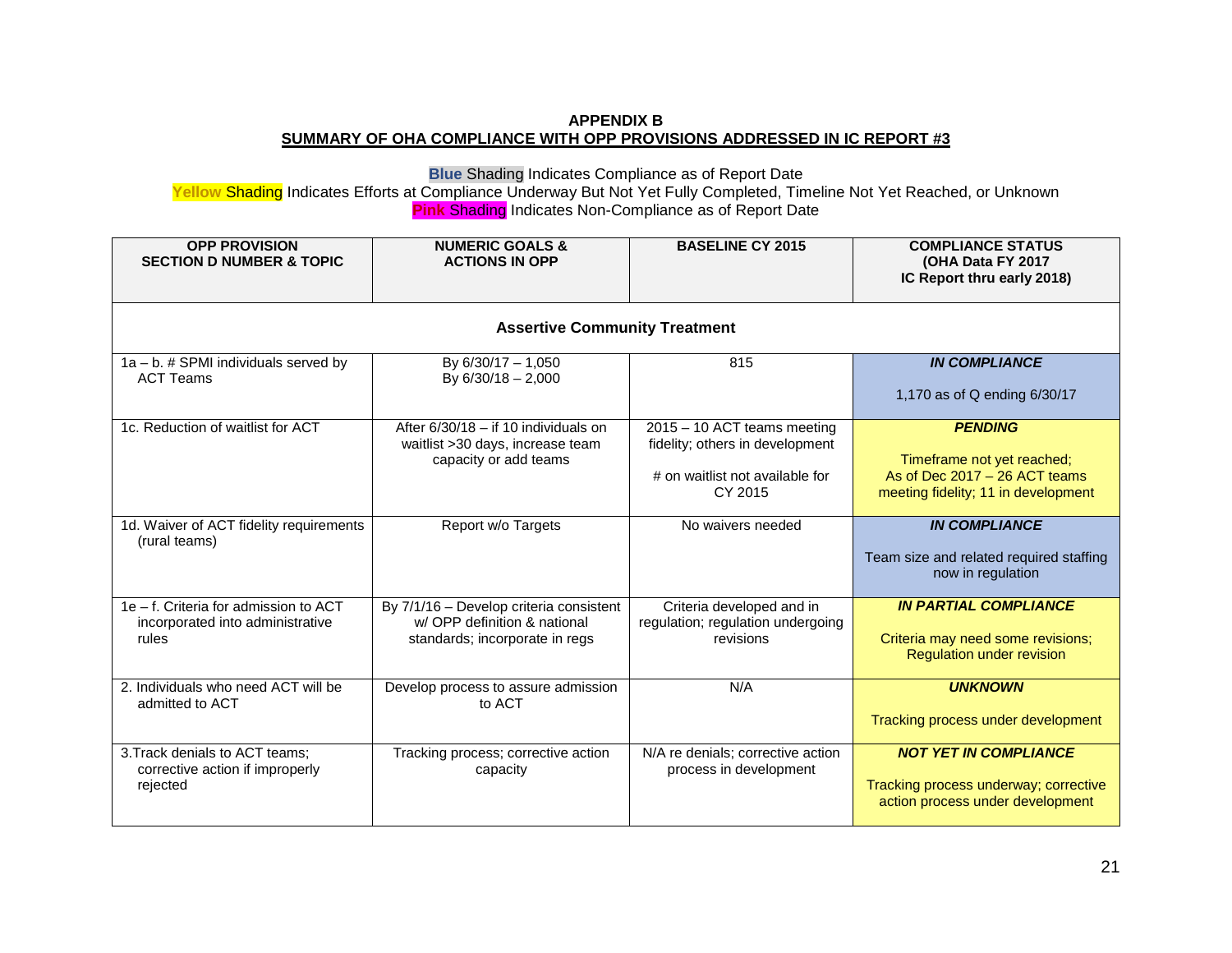**APPENDIX B**

**SUMMARY OF OHA COMPLIANCE WITH OPP PROVISIONS ADDRESSED IN IC REPORT #3**

**Blue** Shading Indicates Compliance as of Report Date
**Yellow** Shading Indicates Efforts at Compliance Underway But Not Yet Fully Completed, Timeline Not Yet Reached, or Unknown
**Pink** Shading Indicates Non-Compliance as of Report Date

| OPP PROVISION SECTION D NUMBER & TOPIC | NUMERIC GOALS & ACTIONS IN OPP | BASELINE CY 2015 | COMPLIANCE STATUS (OHA Data FY 2017 IC Report thru early 2018) |
|---|---|---|---|
| **Assertive Community Treatment** | | | |
| 1a – b. # SPMI individuals served by ACT Teams | By 6/30/17 – 1,050<br>By 6/30/18 – 2,000 | 815 | ***IN COMPLIANCE***<br><br>1,170 as of Q ending 6/30/17 |
| 1c. Reduction of waitlist for ACT | After 6/30/18 – if 10 individuals on waitlist >30 days, increase team capacity or add teams | 2015 – 10 ACT teams meeting fidelity; others in development<br><br># on waitlist not available for CY 2015 | ***PENDING***<br><br>Timeframe not yet reached;<br>As of Dec 2017 – 26 ACT teams meeting fidelity; 11 in development |
| 1d. Waiver of ACT fidelity requirements (rural teams) | Report w/o Targets | No waivers needed | ***IN COMPLIANCE***<br><br>Team size and related required staffing now in regulation |
| 1e – f. Criteria for admission to ACT incorporated into administrative rules | By 7/1/16 – Develop criteria consistent w/ OPP definition & national standards; incorporate in regs | Criteria developed and in regulation; regulation undergoing revisions | ***IN PARTIAL COMPLIANCE***<br><br>Criteria may need some revisions; Regulation under revision |
| 2. Individuals who need ACT will be admitted to ACT | Develop process to assure admission to ACT | N/A | ***UNKNOWN***<br><br>Tracking process under development |
| 3.Track denials to ACT teams; corrective action if improperly rejected | Tracking process; corrective action capacity | N/A re denials; corrective action process in development | ***NOT YET IN COMPLIANCE***<br><br>Tracking process underway; corrective action process under development |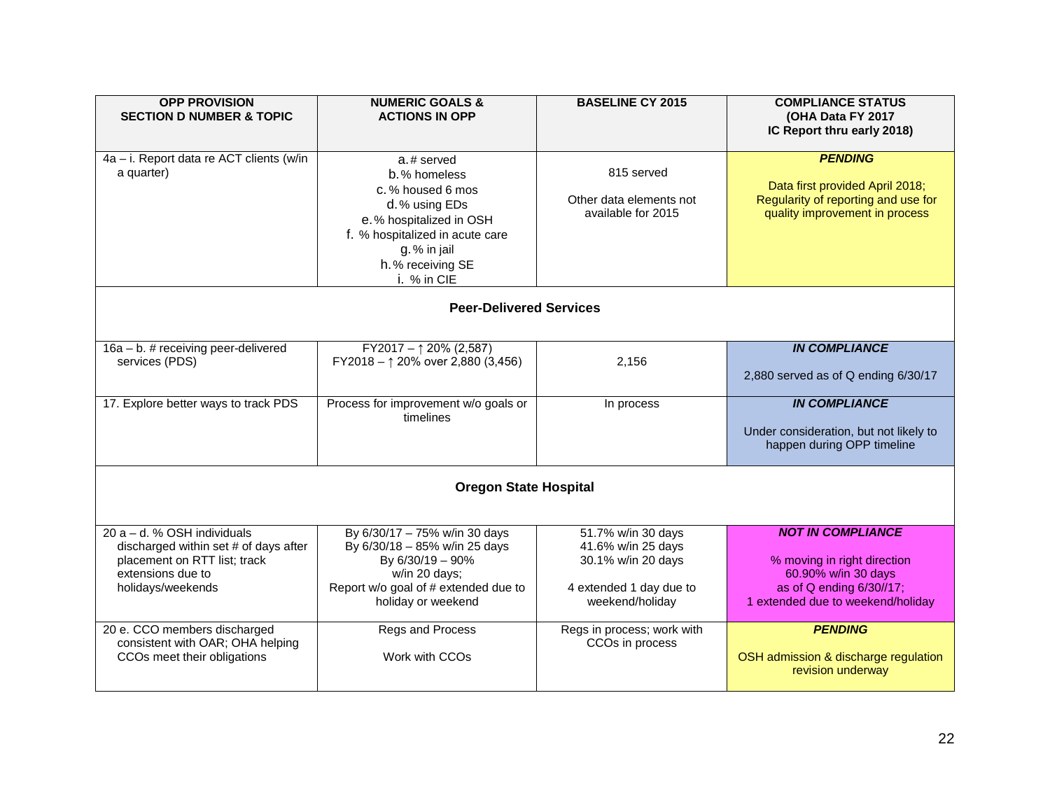| OPP PROVISION SECTION D NUMBER & TOPIC | NUMERIC GOALS & ACTIONS IN OPP | BASELINE CY 2015 | COMPLIANCE STATUS (OHA Data FY 2017 IC Report thru early 2018) |
|---|---|---|---|
| 4a – i. Report data re ACT clients (w/in a quarter) | a. # served<br>b. % homeless<br>c. % housed 6 mos<br>d. % using EDs<br>e. % hospitalized in OSH<br>f. % hospitalized in acute care<br>g. % in jail<br>h. % receiving SE<br>i. % in CIE | 815 served<br><br>Other data elements not available for 2015 | ***PENDING***<br><br>Data first provided April 2018; Regularity of reporting and use for quality improvement in process |
| **Peer-Delivered Services** | | | |
| 16a – b. # receiving peer-delivered services (PDS) | FY2017 – ↑ 20% (2,587)<br>FY2018 – ↑ 20% over 2,880 (3,456) | 2,156 | ***IN COMPLIANCE***<br><br>2,880 served as of Q ending 6/30/17 |
| 17. Explore better ways to track PDS | Process for improvement w/o goals or timelines | In process | ***IN COMPLIANCE***<br><br>Under consideration, but not likely to happen during OPP timeline |
| **Oregon State Hospital** | | | |
| 20 a – d. % OSH individuals discharged within set # of days after placement on RTT list; track extensions due to holidays/weekends | By 6/30/17 – 75% w/in 30 days<br>By 6/30/18 – 85% w/in 25 days<br>By 6/30/19 – 90% w/in 20 days;<br>Report w/o goal of # extended due to holiday or weekend | 51.7% w/in 30 days<br>41.6% w/in 25 days<br>30.1% w/in 20 days<br><br>4 extended 1 day due to weekend/holiday | ***NOT IN COMPLIANCE***<br><br>% moving in right direction<br>60.90% w/in 30 days<br>as of Q ending 6/30//17;<br>1 extended due to weekend/holiday |
| 20 e. CCO members discharged consistent with OAR; OHA helping CCOs meet their obligations | Regs and Process<br><br>Work with CCOs | Regs in process; work with CCOs in process | ***PENDING***<br><br>OSH admission & discharge regulation revision underway |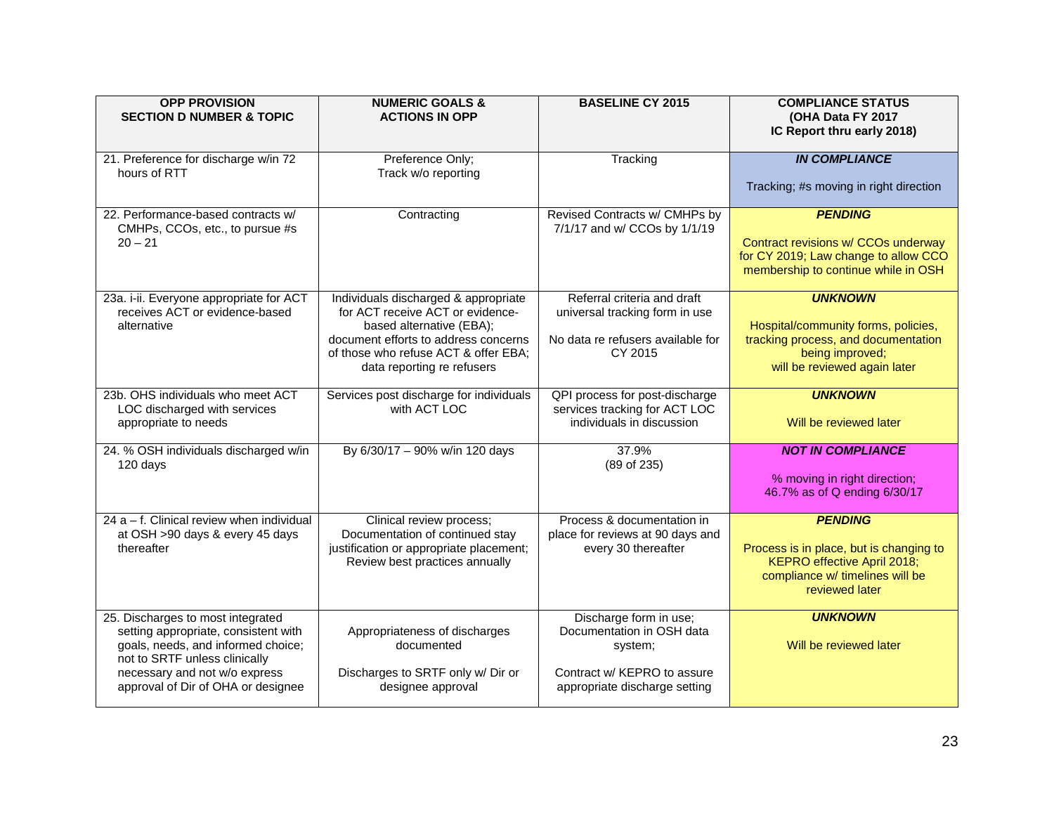| OPP PROVISION SECTION D NUMBER & TOPIC | NUMERIC GOALS & ACTIONS IN OPP | BASELINE CY 2015 | COMPLIANCE STATUS (OHA Data FY 2017 IC Report thru early 2018) |
|---|---|---|---|
| 21. Preference for discharge w/in 72 hours of RTT | Preference Only; Track w/o reporting | Tracking | ***IN COMPLIANCE*** <br><br> Tracking; #s moving in right direction |
| 22. Performance-based contracts w/ CMHPs, CCOs, etc., to pursue #s 20 – 21 | Contracting | Revised Contracts w/ CMHPs by 7/1/17 and w/ CCOs by 1/1/19 | ***PENDING*** <br><br> Contract revisions w/ CCOs underway for CY 2019; Law change to allow CCO membership to continue while in OSH |
| 23a. i-ii. Everyone appropriate for ACT receives ACT or evidence-based alternative | Individuals discharged & appropriate for ACT receive ACT or evidence-based alternative (EBA); document efforts to address concerns of those who refuse ACT & offer EBA; data reporting re refusers | Referral criteria and draft universal tracking form in use <br><br> No data re refusers available for CY 2015 | ***UNKNOWN*** <br><br> Hospital/community forms, policies, tracking process, and documentation being improved; will be reviewed again later |
| 23b. OHS individuals who meet ACT LOC discharged with services appropriate to needs | Services post discharge for individuals with ACT LOC | QPI process for post-discharge services tracking for ACT LOC individuals in discussion | ***UNKNOWN*** <br><br> Will be reviewed later |
| 24. % OSH individuals discharged w/in 120 days | By 6/30/17 – 90% w/in 120 days | 37.9% (89 of 235) | ***NOT IN COMPLIANCE*** <br><br> % moving in right direction; 46.7% as of Q ending 6/30/17 |
| 24 a – f. Clinical review when individual at OSH >90 days & every 45 days thereafter | Clinical review process; Documentation of continued stay justification or appropriate placement; Review best practices annually | Process & documentation in place for reviews at 90 days and every 30 thereafter | ***PENDING*** <br><br> Process is in place, but is changing to KEPRO effective April 2018; compliance w/ timelines will be reviewed later |
| 25. Discharges to most integrated setting appropriate, consistent with goals, needs, and informed choice; not to SRTF unless clinically necessary and not w/o express approval of Dir of OHA or designee | Appropriateness of discharges documented <br><br> Discharges to SRTF only w/ Dir or designee approval | Discharge form in use; Documentation in OSH data system; <br><br> Contract w/ KEPRO to assure appropriate discharge setting | ***UNKNOWN*** <br><br> Will be reviewed later |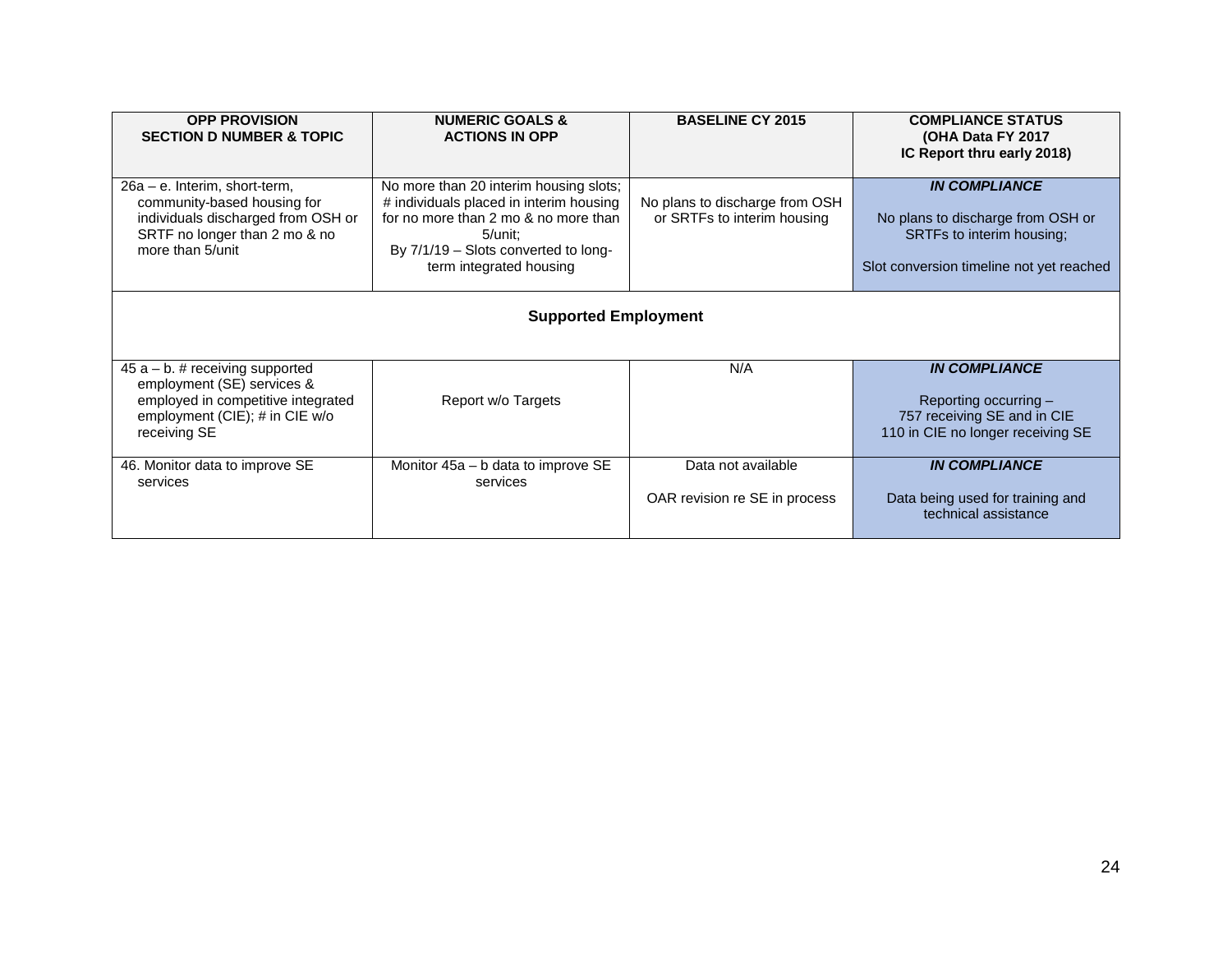| OPP PROVISION<br>SECTION D NUMBER & TOPIC | NUMERIC GOALS &<br>ACTIONS IN OPP | BASELINE CY 2015 | COMPLIANCE STATUS<br>(OHA Data FY 2017<br>IC Report thru early 2018) |
|---|---|---|---|
| 26a – e. Interim, short-term, community-based housing for individuals discharged from OSH or SRTF no longer than 2 mo & no more than 5/unit | No more than 20 interim housing slots; # individuals placed in interim housing for no more than 2 mo & no more than 5/unit;<br>By 7/1/19 – Slots converted to long-term integrated housing | No plans to discharge from OSH or SRTFs to interim housing | ***IN COMPLIANCE***<br><br>No plans to discharge from OSH or SRTFs to interim housing;<br><br>Slot conversion timeline not yet reached |
| **Supported Employment** | | | |
| 45 a – b. # receiving supported employment (SE) services & employed in competitive integrated employment (CIE); # in CIE w/o receiving SE | Report w/o Targets | N/A | ***IN COMPLIANCE***<br><br>Reporting occurring –<br>757 receiving SE and in CIE<br>110 in CIE no longer receiving SE |
| 46. Monitor data to improve SE services | Monitor 45a – b data to improve SE services | Data not available<br><br>OAR revision re SE in process | ***IN COMPLIANCE***<br><br>Data being used for training and technical assistance |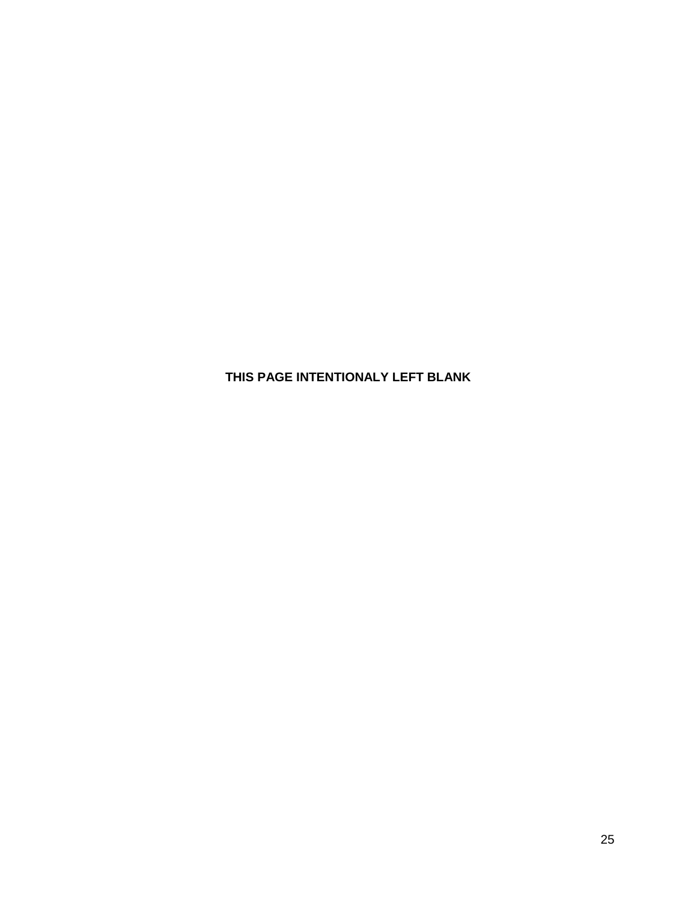**THIS PAGE INTENTIONALY LEFT BLANK**